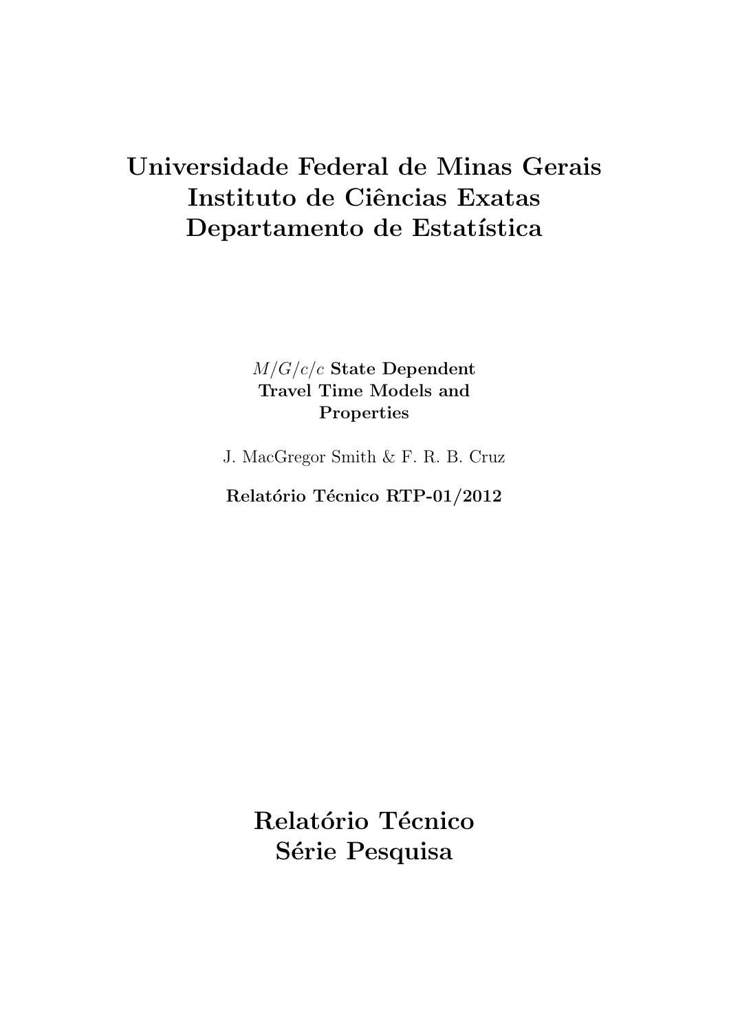# Universidade Federal de Minas Gerais
# Instituto de Ciências Exatas
# Departamento de Estatística

**$M/G/c/c$ State Dependent Travel Time Models and Properties**

J. MacGregor Smith & F. R. B. Cruz

**Relatório Técnico RTP-01/2012**

# Relatório Técnico
# Série Pesquisa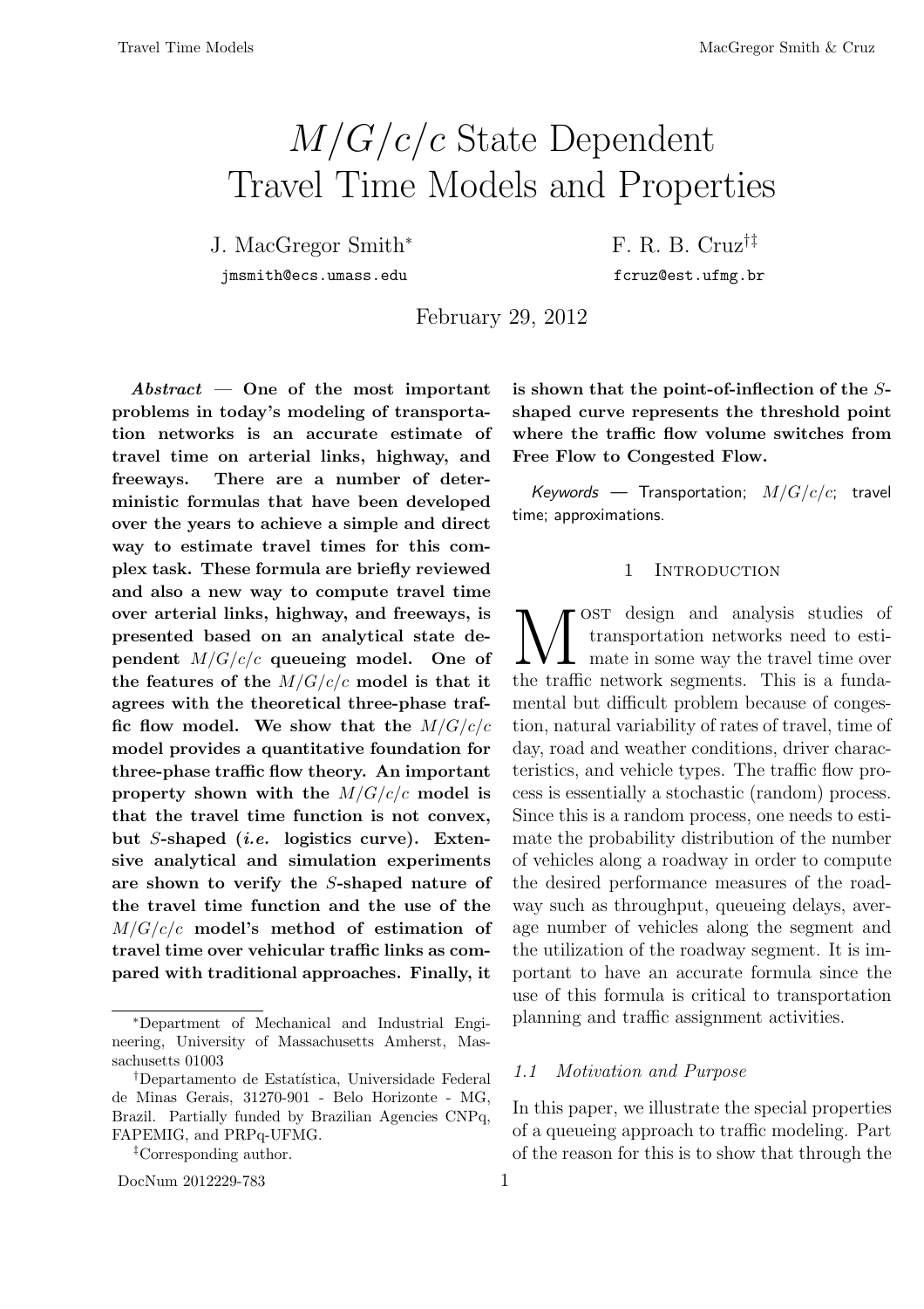# $M/G/c/c$ State Dependent Travel Time Models and Properties

J. MacGregor Smith*
jmsmith@ecs.umass.edu

F. R. B. Cruz[†‡]
fcruz@est.ufmg.br

February 29, 2012

***Abstract* — One of the most important problems in today's modeling of transportation networks is an accurate estimate of travel time on arterial links, highway, and freeways. There are a number of deterministic formulas that have been developed over the years to achieve a simple and direct way to estimate travel times for this complex task. These formula are briefly reviewed and also a new way to compute travel time over arterial links, highway, and freeways, is presented based on an analytical state dependent $M/G/c/c$ queueing model. One of the features of the $M/G/c/c$ model is that it agrees with the theoretical three-phase traffic flow model. We show that the $M/G/c/c$ model provides a quantitative foundation for three-phase traffic flow theory. An important property shown with the $M/G/c/c$ model is that the travel time function is not convex, but $S$-shaped (*i.e.* logistics curve). Extensive analytical and simulation experiments are shown to verify the $S$-shaped nature of the travel time function and the use of the $M/G/c/c$ model's method of estimation of travel time over vehicular traffic links as compared with traditional approaches. Finally, it is shown that the point-of-inflection of the $S$-shaped curve represents the threshold point where the traffic flow volume switches from Free Flow to Congested Flow.**

*Keywords* — Transportation; $M/G/c/c$; travel time; approximations.

## 1 Introduction

Most design and analysis studies of transportation networks need to estimate in some way the travel time over the traffic network segments. This is a fundamental but difficult problem because of congestion, natural variability of rates of travel, time of day, road and weather conditions, driver characteristics, and vehicle types. The traffic flow process is essentially a stochastic (random) process. Since this is a random process, one needs to estimate the probability distribution of the number of vehicles along a roadway in order to compute the desired performance measures of the roadway such as throughput, queueing delays, average number of vehicles along the segment and the utilization of the roadway segment. It is important to have an accurate formula since the use of this formula is critical to transportation planning and traffic assignment activities.

### 1.1 Motivation and Purpose

In this paper, we illustrate the special properties of a queueing approach to traffic modeling. Part of the reason for this is to show that through the

---

*Department of Mechanical and Industrial Engineering, University of Massachusetts Amherst, Massachusetts 01003

†Departamento de Estatística, Universidade Federal de Minas Gerais, 31270-901 - Belo Horizonte - MG, Brazil. Partially funded by Brazilian Agencies CNPq, FAPEMIG, and PRPq-UFMG.

‡Corresponding author.

DocNum 2012229-783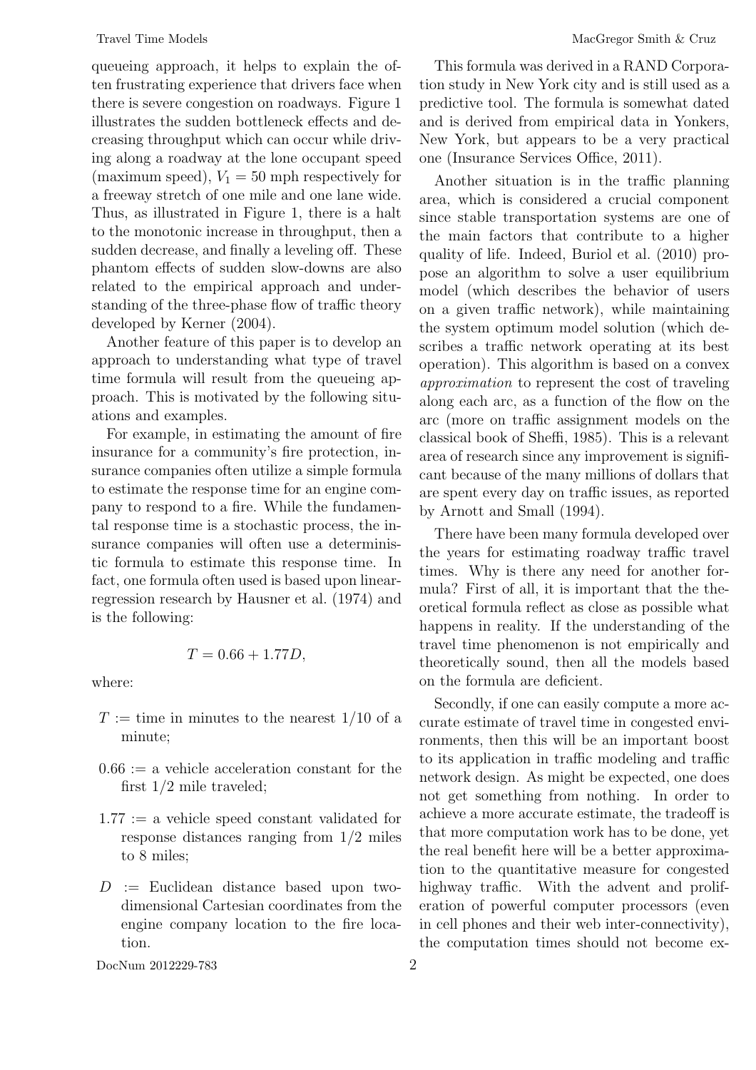queueing approach, it helps to explain the often frustrating experience that drivers face when there is severe congestion on roadways. Figure 1 illustrates the sudden bottleneck effects and decreasing throughput which can occur while driving along a roadway at the lone occupant speed (maximum speed), $V_1 = 50$ mph respectively for a freeway stretch of one mile and one lane wide. Thus, as illustrated in Figure 1, there is a halt to the monotonic increase in throughput, then a sudden decrease, and finally a leveling off. These phantom effects of sudden slow-downs are also related to the empirical approach and understanding of the three-phase flow of traffic theory developed by Kerner (2004).

Another feature of this paper is to develop an approach to understanding what type of travel time formula will result from the queueing approach. This is motivated by the following situations and examples.

For example, in estimating the amount of fire insurance for a community's fire protection, insurance companies often utilize a simple formula to estimate the response time for an engine company to respond to a fire. While the fundamental response time is a stochastic process, the insurance companies will often use a deterministic formula to estimate this response time. In fact, one formula often used is based upon linear-regression research by Hausner et al. (1974) and is the following:

$$T = 0.66 + 1.77D,$$

where:

- $T :=$ time in minutes to the nearest 1/10 of a minute;
- $0.66 :=$ a vehicle acceleration constant for the first 1/2 mile traveled;
- $1.77 :=$ a vehicle speed constant validated for response distances ranging from 1/2 miles to 8 miles;
- $D :=$ Euclidean distance based upon two-dimensional Cartesian coordinates from the engine company location to the fire location.

This formula was derived in a RAND Corporation study in New York city and is still used as a predictive tool. The formula is somewhat dated and is derived from empirical data in Yonkers, New York, but appears to be a very practical one (Insurance Services Office, 2011).

Another situation is in the traffic planning area, which is considered a crucial component since stable transportation systems are one of the main factors that contribute to a higher quality of life. Indeed, Buriol et al. (2010) propose an algorithm to solve a user equilibrium model (which describes the behavior of users on a given traffic network), while maintaining the system optimum model solution (which describes a traffic network operating at its best operation). This algorithm is based on a convex *approximation* to represent the cost of traveling along each arc, as a function of the flow on the arc (more on traffic assignment models on the classical book of Sheffi, 1985). This is a relevant area of research since any improvement is significant because of the many millions of dollars that are spent every day on traffic issues, as reported by Arnott and Small (1994).

There have been many formula developed over the years for estimating roadway traffic travel times. Why is there any need for another formula? First of all, it is important that the theoretical formula reflect as close as possible what happens in reality. If the understanding of the travel time phenomenon is not empirically and theoretically sound, then all the models based on the formula are deficient.

Secondly, if one can easily compute a more accurate estimate of travel time in congested environments, then this will be an important boost to its application in traffic modeling and traffic network design. As might be expected, one does not get something from nothing. In order to achieve a more accurate estimate, the tradeoff is that more computation work has to be done, yet the real benefit here will be a better approximation to the quantitative measure for congested highway traffic. With the advent and proliferation of powerful computer processors (even in cell phones and their web inter-connectivity), the computation times should not become ex-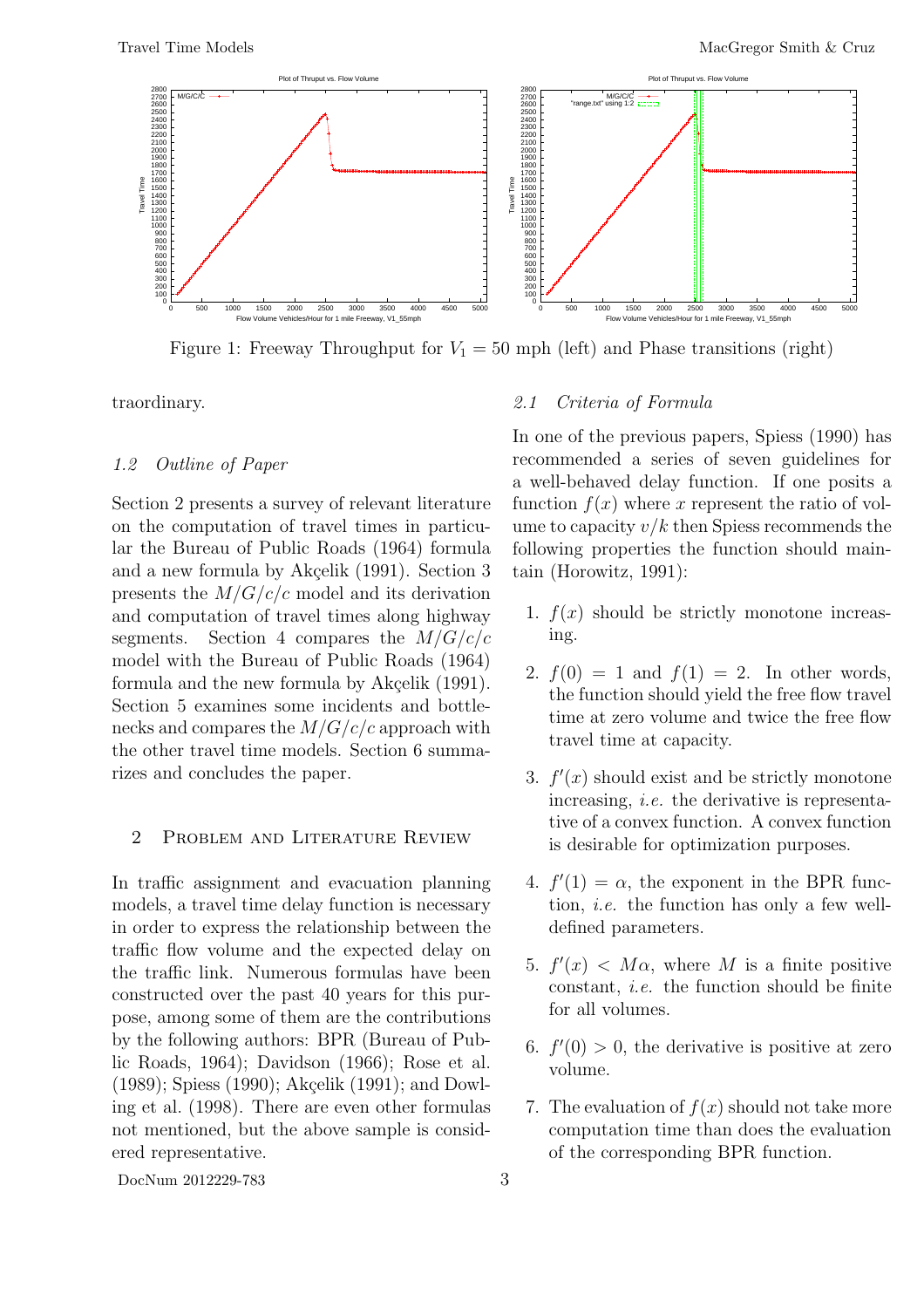Figure 1: Freeway Throughput for $V_1 = 50$ mph (left) and Phase transitions (right)

traordinary.

### 1.2 Outline of Paper

Section 2 presents a survey of relevant literature on the computation of travel times in particular the Bureau of Public Roads (1964) formula and a new formula by Akçelik (1991). Section 3 presents the $M/G/c/c$ model and its derivation and computation of travel times along highway segments. Section 4 compares the $M/G/c/c$ model with the Bureau of Public Roads (1964) formula and the new formula by Akçelik (1991). Section 5 examines some incidents and bottlenecks and compares the $M/G/c/c$ approach with the other travel time models. Section 6 summarizes and concludes the paper.

## 2 Problem and Literature Review

In traffic assignment and evacuation planning models, a travel time delay function is necessary in order to express the relationship between the traffic flow volume and the expected delay on the traffic link. Numerous formulas have been constructed over the past 40 years for this purpose, among some of them are the contributions by the following authors: BPR (Bureau of Public Roads, 1964); Davidson (1966); Rose et al. (1989); Spiess (1990); Akçelik (1991); and Dowling et al. (1998). There are even other formulas not mentioned, but the above sample is considered representative.

### 2.1 Criteria of Formula

In one of the previous papers, Spiess (1990) has recommended a series of seven guidelines for a well-behaved delay function. If one posits a function $f(x)$ where $x$ represent the ratio of volume to capacity $v/k$ then Spiess recommends the following properties the function should maintain (Horowitz, 1991):

1. $f(x)$ should be strictly monotone increasing.
2. $f(0) = 1$ and $f(1) = 2$. In other words, the function should yield the free flow travel time at zero volume and twice the free flow travel time at capacity.
3. $f'(x)$ should exist and be strictly monotone increasing, *i.e.* the derivative is representative of a convex function. A convex function is desirable for optimization purposes.
4. $f'(1) = \alpha$, the exponent in the BPR function, *i.e.* the function has only a few well-defined parameters.
5. $f'(x) < M\alpha$, where $M$ is a finite positive constant, *i.e.* the function should be finite for all volumes.
6. $f'(0) > 0$, the derivative is positive at zero volume.
7. The evaluation of $f(x)$ should not take more computation time than does the evaluation of the corresponding BPR function.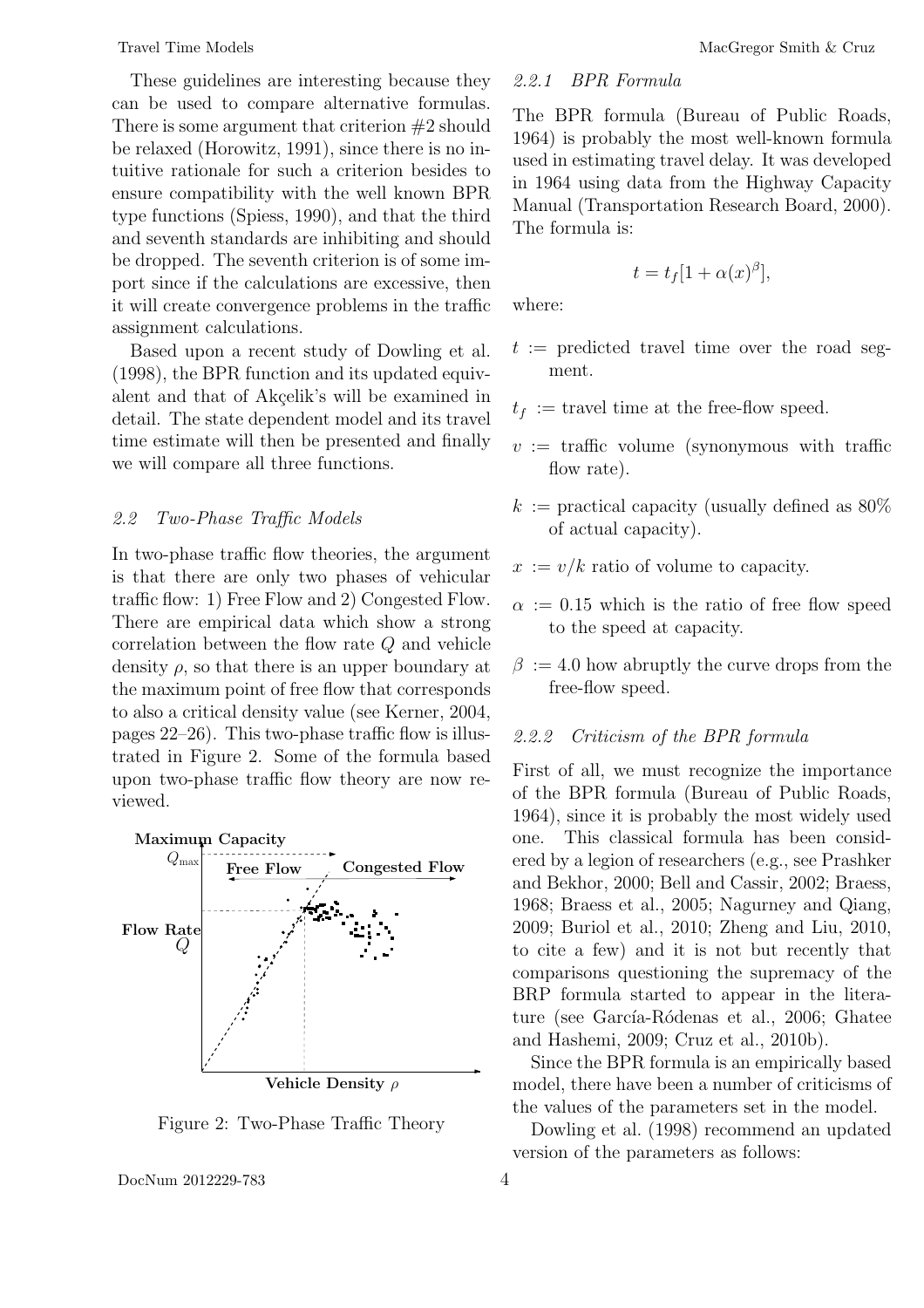These guidelines are interesting because they can be used to compare alternative formulas. There is some argument that criterion #2 should be relaxed (Horowitz, 1991), since there is no intuitive rationale for such a criterion besides to ensure compatibility with the well known BPR type functions (Spiess, 1990), and that the third and seventh standards are inhibiting and should be dropped. The seventh criterion is of some import since if the calculations are excessive, then it will create convergence problems in the traffic assignment calculations.

Based upon a recent study of Dowling et al. (1998), the BPR function and its updated equivalent and that of Akçelik's will be examined in detail. The state dependent model and its travel time estimate will then be presented and finally we will compare all three functions.

### 2.2 Two-Phase Traffic Models

In two-phase traffic flow theories, the argument is that there are only two phases of vehicular traffic flow: 1) Free Flow and 2) Congested Flow. There are empirical data which show a strong correlation between the flow rate $Q$ and vehicle density $\rho$, so that there is an upper boundary at the maximum point of free flow that corresponds to also a critical density value (see Kerner, 2004, pages 22–26). This two-phase traffic flow is illustrated in Figure 2. Some of the formula based upon two-phase traffic flow theory are now reviewed.

Figure 2: Two-Phase Traffic Theory

#### 2.2.1 BPR Formula

The BPR formula (Bureau of Public Roads, 1964) is probably the most well-known formula used in estimating travel delay. It was developed in 1964 using data from the Highway Capacity Manual (Transportation Research Board, 2000). The formula is:

$$t = t_f[1 + \alpha(x)^{\beta}],$$

where:

- $t$ := predicted travel time over the road segment.
- $t_f$ := travel time at the free-flow speed.
- $v$ := traffic volume (synonymous with traffic flow rate).
- $k$ := practical capacity (usually defined as 80% of actual capacity).
- $x$ := $v/k$ ratio of volume to capacity.
- $\alpha$ := 0.15 which is the ratio of free flow speed to the speed at capacity.
- $\beta$ := 4.0 how abruptly the curve drops from the free-flow speed.

#### 2.2.2 Criticism of the BPR formula

First of all, we must recognize the importance of the BPR formula (Bureau of Public Roads, 1964), since it is probably the most widely used one. This classical formula has been considered by a legion of researchers (e.g., see Prashker and Bekhor, 2000; Bell and Cassir, 2002; Braess, 1968; Braess et al., 2005; Nagurney and Qiang, 2009; Buriol et al., 2010; Zheng and Liu, 2010, to cite a few) and it is not but recently that comparisons questioning the supremacy of the BRP formula started to appear in the literature (see García-Ródenas et al., 2006; Ghatee and Hashemi, 2009; Cruz et al., 2010b).

Since the BPR formula is an empirically based model, there have been a number of criticisms of the values of the parameters set in the model.

Dowling et al. (1998) recommend an updated version of the parameters as follows: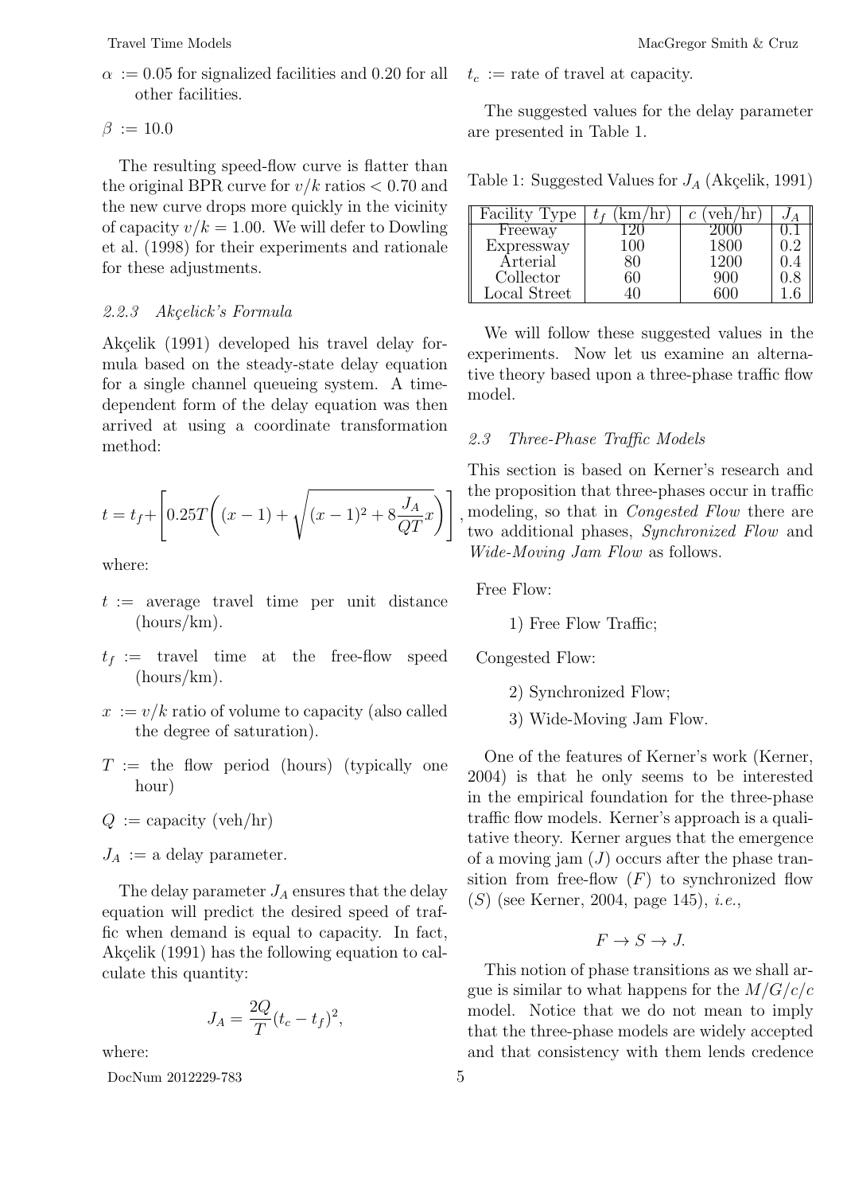$\alpha$ := 0.05 for signalized facilities and 0.20 for all other facilities.

$\beta$ := 10.0

The resulting speed-flow curve is flatter than the original BPR curve for $v/k$ ratios $< 0.70$ and the new curve drops more quickly in the vicinity of capacity $v/k = 1.00$. We will defer to Dowling et al. (1998) for their experiments and rationale for these adjustments.

### 2.2.3 Akçelick's Formula

Akçelik (1991) developed his travel delay formula based on the steady-state delay equation for a single channel queueing system. A time-dependent form of the delay equation was then arrived at using a coordinate transformation method:

$$t = t_f + \left[ 0.25T\left( (x-1) + \sqrt{(x-1)^2 + 8\frac{J_A}{QT}x} \right) \right],$$

where:

- $t$ := average travel time per unit distance (hours/km).
- $t_f$ := travel time at the free-flow speed (hours/km).
- $x$ := $v/k$ ratio of volume to capacity (also called the degree of saturation).
- $T$ := the flow period (hours) (typically one hour)
- $Q$ := capacity (veh/hr)
- $J_A$ := a delay parameter.

The delay parameter $J_A$ ensures that the delay equation will predict the desired speed of traffic when demand is equal to capacity. In fact, Akçelik (1991) has the following equation to calculate this quantity:

$$J_A = \frac{2Q}{T}(t_c - t_f)^2,$$

where:

$t_c$ := rate of travel at capacity.

The suggested values for the delay parameter are presented in Table 1.

Table 1: Suggested Values for $J_A$ (Akçelik, 1991)

| Facility Type | $t_f$ (km/hr) | $c$ (veh/hr) | $J_A$ |
|---|---|---|---|
| Freeway | 120 | 2000 | 0.1 |
| Expressway | 100 | 1800 | 0.2 |
| Arterial | 80 | 1200 | 0.4 |
| Collector | 60 | 900 | 0.8 |
| Local Street | 40 | 600 | 1.6 |

We will follow these suggested values in the experiments. Now let us examine an alternative theory based upon a three-phase traffic flow model.

## 2.3 Three-Phase Traffic Models

This section is based on Kerner's research and the proposition that three-phases occur in traffic modeling, so that in *Congested Flow* there are two additional phases, *Synchronized Flow* and *Wide-Moving Jam Flow* as follows.

Free Flow:

1) Free Flow Traffic;

Congested Flow:

2) Synchronized Flow;

3) Wide-Moving Jam Flow.

One of the features of Kerner's work (Kerner, 2004) is that he only seems to be interested in the empirical foundation for the three-phase traffic flow models. Kerner's approach is a qualitative theory. Kerner argues that the emergence of a moving jam ($J$) occurs after the phase transition from free-flow ($F$) to synchronized flow ($S$) (see Kerner, 2004, page 145), *i.e.*,

$$F \rightarrow S \rightarrow J.$$

This notion of phase transitions as we shall argue is similar to what happens for the $M/G/c/c$ model. Notice that we do not mean to imply that the three-phase models are widely accepted and that consistency with them lends credence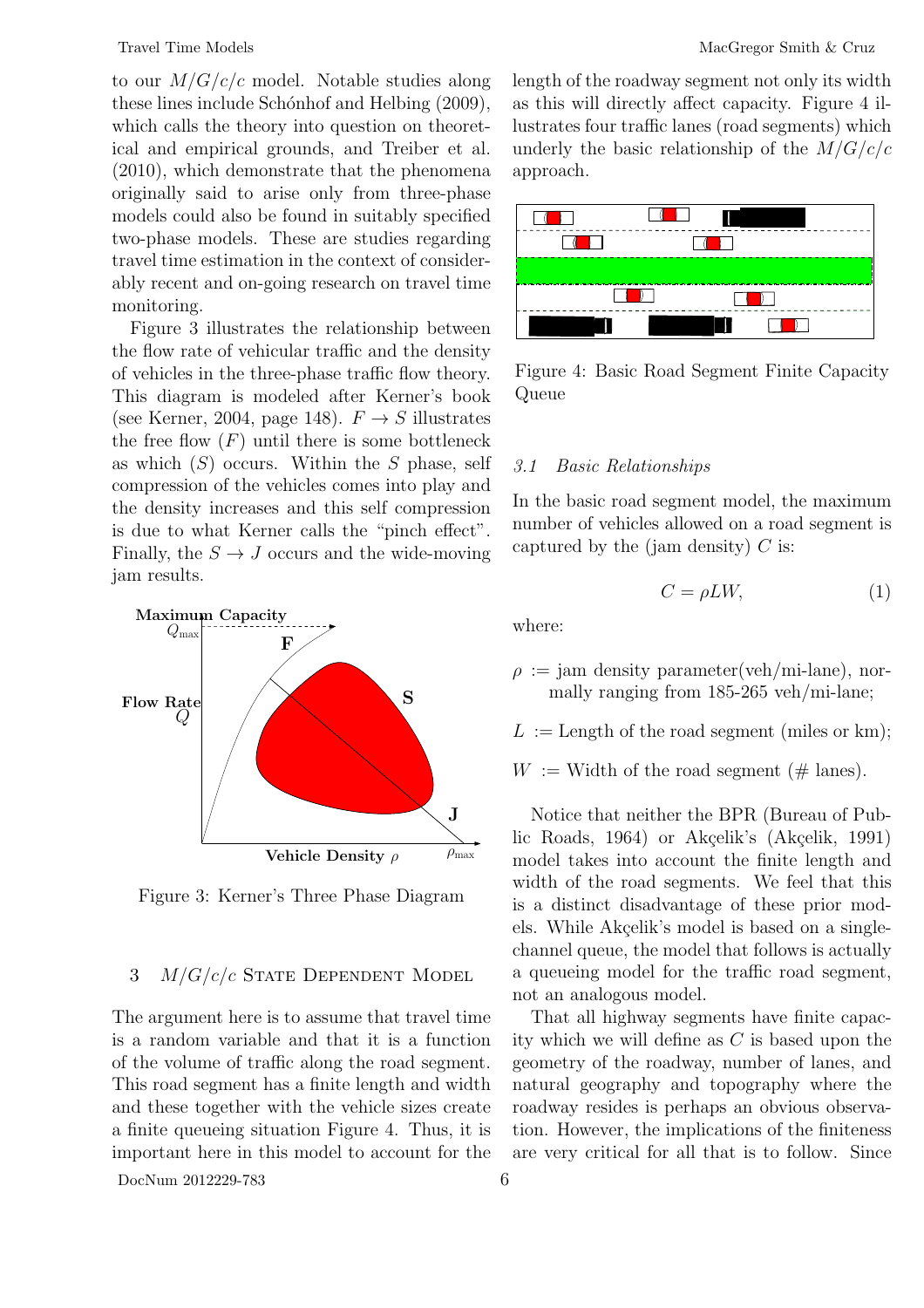to our $M/G/c/c$ model. Notable studies along these lines include Schónhof and Helbing (2009), which calls the theory into question on theoretical and empirical grounds, and Treiber et al. (2010), which demonstrate that the phenomena originally said to arise only from three-phase models could also be found in suitably specified two-phase models. These are studies regarding travel time estimation in the context of considerably recent and on-going research on travel time monitoring.

Figure 3 illustrates the relationship between the flow rate of vehicular traffic and the density of vehicles in the three-phase traffic flow theory. This diagram is modeled after Kerner's book (see Kerner, 2004, page 148). $F \rightarrow S$ illustrates the free flow ($F$) until there is some bottleneck as which ($S$) occurs. Within the $S$ phase, self compression of the vehicles comes into play and the density increases and this self compression is due to what Kerner calls the "pinch effect". Finally, the $S \rightarrow J$ occurs and the wide-moving jam results.

Figure 3: Kerner's Three Phase Diagram

## 3 $M/G/c/c$ State Dependent Model

The argument here is to assume that travel time is a random variable and that it is a function of the volume of traffic along the road segment. This road segment has a finite length and width and these together with the vehicle sizes create a finite queueing situation Figure 4. Thus, it is important here in this model to account for the length of the roadway segment not only its width as this will directly affect capacity. Figure 4 illustrates four traffic lanes (road segments) which underly the basic relationship of the $M/G/c/c$ approach.

Figure 4: Basic Road Segment Finite Capacity Queue

### 3.1 *Basic Relationships*

In the basic road segment model, the maximum number of vehicles allowed on a road segment is captured by the (jam density) $C$ is:

$$C = \rho L W, \tag{1}$$

where:

- $\rho$ := jam density parameter(veh/mi-lane), normally ranging from 185-265 veh/mi-lane;
- $L$ := Length of the road segment (miles or km);
- $W$ := Width of the road segment (# lanes).

Notice that neither the BPR (Bureau of Public Roads, 1964) or Akçelik's (Akçelik, 1991) model takes into account the finite length and width of the road segments. We feel that this is a distinct disadvantage of these prior models. While Akçelik's model is based on a single-channel queue, the model that follows is actually a queueing model for the traffic road segment, not an analogous model.

That all highway segments have finite capacity which we will define as $C$ is based upon the geometry of the roadway, number of lanes, and natural geography and topography where the roadway resides is perhaps an obvious observation. However, the implications of the finiteness are very critical for all that is to follow. Since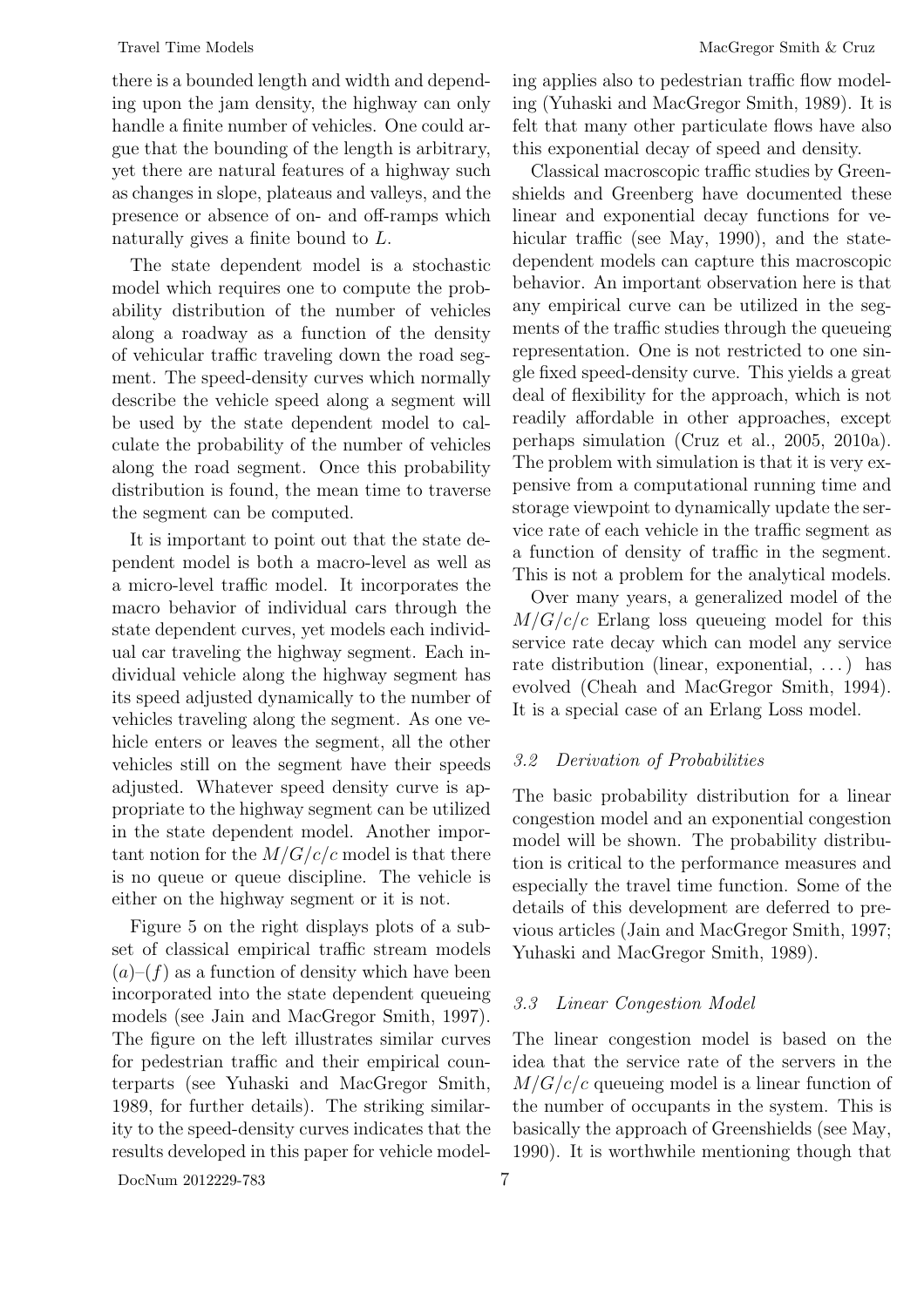there is a bounded length and width and depending upon the jam density, the highway can only handle a finite number of vehicles. One could argue that the bounding of the length is arbitrary, yet there are natural features of a highway such as changes in slope, plateaus and valleys, and the presence or absence of on- and off-ramps which naturally gives a finite bound to $L$.

The state dependent model is a stochastic model which requires one to compute the probability distribution of the number of vehicles along a roadway as a function of the density of vehicular traffic traveling down the road segment. The speed-density curves which normally describe the vehicle speed along a segment will be used by the state dependent model to calculate the probability of the number of vehicles along the road segment. Once this probability distribution is found, the mean time to traverse the segment can be computed.

It is important to point out that the state dependent model is both a macro-level as well as a micro-level traffic model. It incorporates the macro behavior of individual cars through the state dependent curves, yet models each individual car traveling the highway segment. Each individual vehicle along the highway segment has its speed adjusted dynamically to the number of vehicles traveling along the segment. As one vehicle enters or leaves the segment, all the other vehicles still on the segment have their speeds adjusted. Whatever speed density curve is appropriate to the highway segment can be utilized in the state dependent model. Another important notion for the $M/G/c/c$ model is that there is no queue or queue discipline. The vehicle is either on the highway segment or it is not.

Figure 5 on the right displays plots of a subset of classical empirical traffic stream models $(a)$–$(f)$ as a function of density which have been incorporated into the state dependent queueing models (see Jain and MacGregor Smith, 1997). The figure on the left illustrates similar curves for pedestrian traffic and their empirical counterparts (see Yuhaski and MacGregor Smith, 1989, for further details). The striking similarity to the speed-density curves indicates that the results developed in this paper for vehicle modeling applies also to pedestrian traffic flow modeling (Yuhaski and MacGregor Smith, 1989). It is felt that many other particulate flows have also this exponential decay of speed and density.

Classical macroscopic traffic studies by Greenshields and Greenberg have documented these linear and exponential decay functions for vehicular traffic (see May, 1990), and the state-dependent models can capture this macroscopic behavior. An important observation here is that any empirical curve can be utilized in the segments of the traffic studies through the queueing representation. One is not restricted to one single fixed speed-density curve. This yields a great deal of flexibility for the approach, which is not readily affordable in other approaches, except perhaps simulation (Cruz et al., 2005, 2010a). The problem with simulation is that it is very expensive from a computational running time and storage viewpoint to dynamically update the service rate of each vehicle in the traffic segment as a function of density of traffic in the segment. This is not a problem for the analytical models.

Over many years, a generalized model of the $M/G/c/c$ Erlang loss queueing model for this service rate decay which can model any service rate distribution (linear, exponential, ...) has evolved (Cheah and MacGregor Smith, 1994). It is a special case of an Erlang Loss model.

### *3.2 Derivation of Probabilities*

The basic probability distribution for a linear congestion model and an exponential congestion model will be shown. The probability distribution is critical to the performance measures and especially the travel time function. Some of the details of this development are deferred to previous articles (Jain and MacGregor Smith, 1997; Yuhaski and MacGregor Smith, 1989).

### *3.3 Linear Congestion Model*

The linear congestion model is based on the idea that the service rate of the servers in the $M/G/c/c$ queueing model is a linear function of the number of occupants in the system. This is basically the approach of Greenshields (see May, 1990). It is worthwhile mentioning though that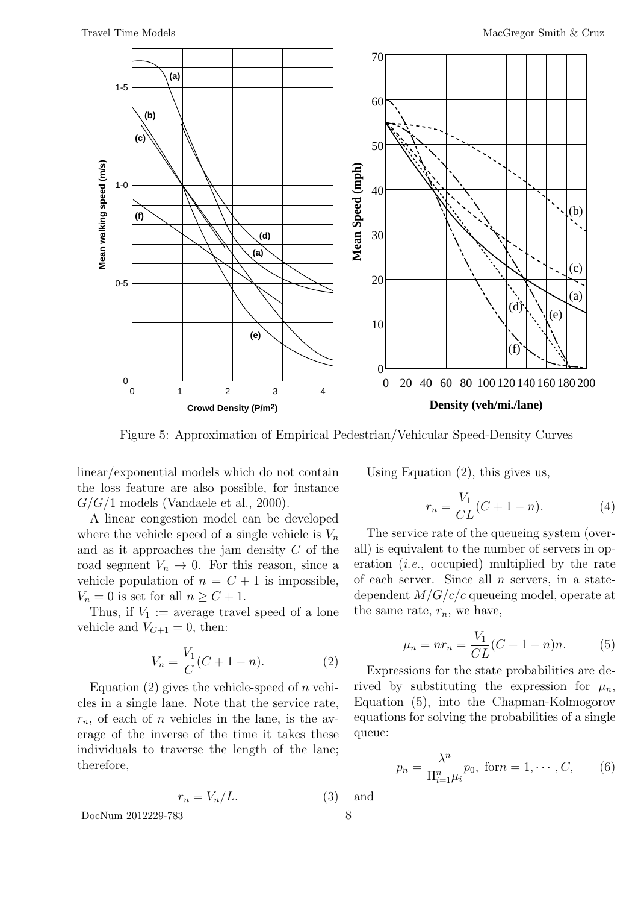Figure 5: Approximation of Empirical Pedestrian/Vehicular Speed-Density Curves

linear/exponential models which do not contain the loss feature are also possible, for instance $G/G/1$ models (Vandaele et al., 2000).

A linear congestion model can be developed where the vehicle speed of a single vehicle is $V_n$ and as it approaches the jam density $C$ of the road segment $V_n \rightarrow 0$. For this reason, since a vehicle population of $n = C + 1$ is impossible, $V_n = 0$ is set for all $n \geq C + 1$.

Thus, if $V_1 :=$ average travel speed of a lone vehicle and $V_{C+1} = 0$, then:

$$V_n = \frac{V_1}{C}(C + 1 - n). \tag{2}$$

Equation (2) gives the vehicle-speed of $n$ vehicles in a single lane. Note that the service rate, $r_n$, of each of $n$ vehicles in the lane, is the average of the inverse of the time it takes these individuals to traverse the length of the lane; therefore,

$$r_n = V_n/L. \tag{3}$$

Using Equation (2), this gives us,

$$r_n = \frac{V_1}{CL}(C + 1 - n). \tag{4}$$

The service rate of the queueing system (overall) is equivalent to the number of servers in operation (*i.e.*, occupied) multiplied by the rate of each server. Since all $n$ servers, in a state-dependent $M/G/c/c$ queueing model, operate at the same rate, $r_n$, we have,

$$\mu_n = n r_n = \frac{V_1}{CL}(C + 1 - n)n. \tag{5}$$

Expressions for the state probabilities are derived by substituting the expression for $\mu_n$, Equation (5), into the Chapman-Kolmogorov equations for solving the probabilities of a single queue:

$$p_n = \frac{\lambda^n}{\Pi_{i=1}^n \mu_i} p_0, \text{ for} n = 1, \cdots, C, \tag{6}$$

and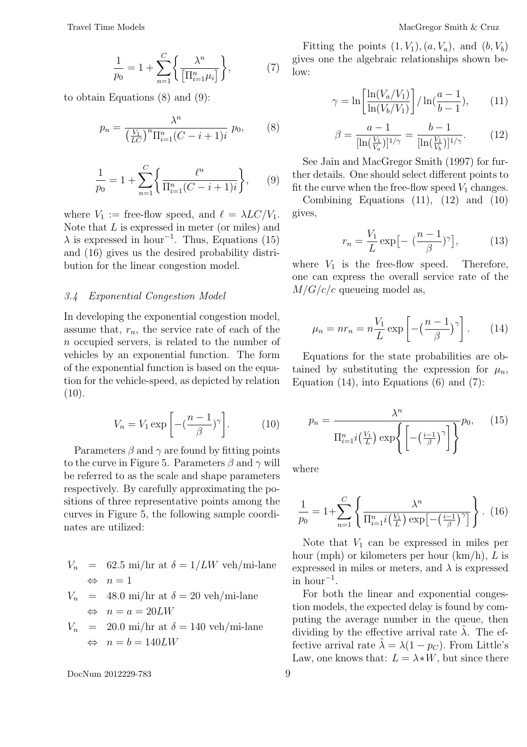$$\frac{1}{p_0} = 1 + \sum_{n=1}^{C} \left\{ \frac{\lambda^n}{\left[\Pi_{i=1}^{n} \mu_i\right]} \right\}, \quad (7)$$

to obtain Equations (8) and (9):

$$p_n = \frac{\lambda^n}{\left(\frac{V_1}{LC}\right)^n \Pi_{i=1}^{n} (C - i + 1) i} \; p_0, \quad (8)$$

$$\frac{1}{p_0} = 1 + \sum_{n=1}^{C} \left\{ \frac{\ell^n}{\Pi_{i=1}^{n} (C - i + 1) i} \right\}, \quad (9)$$

where $V_1 :=$ free-flow speed, and $\ell = \lambda LC/V_1$. Note that $L$ is expressed in meter (or miles) and $\lambda$ is expressed in hour$^{-1}$. Thus, Equations (15) and (16) gives us the desired probability distribution for the linear congestion model.

### *3.4 Exponential Congestion Model*

In developing the exponential congestion model, assume that, $r_n$, the service rate of each of the $n$ occupied servers, is related to the number of vehicles by an exponential function. The form of the exponential function is based on the equation for the vehicle-speed, as depicted by relation (10).

$$V_n = V_1 \exp\left[ -\left(\frac{n-1}{\beta}\right)^{\gamma} \right]. \quad (10)$$

Parameters $\beta$ and $\gamma$ are found by fitting points to the curve in Figure 5. Parameters $\beta$ and $\gamma$ will be referred to as the scale and shape parameters respectively. By carefully approximating the positions of three representative points among the curves in Figure 5, the following sample coordinates are utilized:

$$\begin{aligned}
V_n &= 62.5 \text{ mi/hr at } \delta = 1/LW \text{ veh/mi-lane} \\
&\Leftrightarrow n = 1 \\
V_n &= 48.0 \text{ mi/hr at } \delta = 20 \text{ veh/mi-lane} \\
&\Leftrightarrow n = a = 20LW \\
V_n &= 20.0 \text{ mi/hr at } \delta = 140 \text{ veh/mi-lane} \\
&\Leftrightarrow n = b = 140LW
\end{aligned}$$

Fitting the points $(1, V_1), (a, V_a)$, and $(b, V_b)$ gives one the algebraic relationships shown below:

$$\gamma = \ln\left[ \frac{\ln(V_a/V_1)}{\ln(V_b/V_1)} \right] / \ln\left(\frac{a-1}{b-1}\right), \quad (11)$$

$$\beta = \frac{a-1}{[\ln(\frac{V_1}{V_a})]^{1/\gamma}} = \frac{b-1}{[\ln(\frac{V_1}{V_b})]^{1/\gamma}}. \quad (12)$$

See Jain and MacGregor Smith (1997) for further details. One should select different points to fit the curve when the free-flow speed $V_1$ changes.

Combining Equations (11), (12) and (10) gives,

$$r_n = \frac{V_1}{L} \exp\left[ -\left(\frac{n-1}{\beta}\right)^{\gamma} \right], \quad (13)$$

where $V_1$ is the free-flow speed. Therefore, one can express the overall service rate of the $M/G/c/c$ queueing model as,

$$\mu_n = n r_n = n \frac{V_1}{L} \exp\left[ -\left(\frac{n-1}{\beta}\right)^{\gamma} \right]. \quad (14)$$

Equations for the state probabilities are obtained by substituting the expression for $\mu_n$, Equation (14), into Equations (6) and (7):

$$p_n = \frac{\lambda^n}{\Pi_{i=1}^{n} i\left(\frac{V_1}{L}\right) \exp\left\{ \left[ -\left(\frac{i-1}{\beta}\right)^{\gamma} \right] \right\}} p_0, \quad (15)$$

where

$$\frac{1}{p_0} = 1 + \sum_{n=1}^{C} \left\{ \frac{\lambda^n}{\Pi_{i=1}^{n} i\left(\frac{V_1}{L}\right) \exp\left[ -\left(\frac{i-1}{\beta}\right)^{\gamma} \right]} \right\}. \quad (16)$$

Note that $V_1$ can be expressed in miles per hour (mph) or kilometers per hour (km/h), $L$ is expressed in miles or meters, and $\lambda$ is expressed in hour$^{-1}$.

For both the linear and exponential congestion models, the expected delay is found by computing the average number in the queue, then dividing by the effective arrival rate $\tilde{\lambda}$. The effective arrival rate $\tilde{\lambda} = \lambda(1 - p_C)$. From Little's Law, one knows that: $L = \lambda * W$, but since there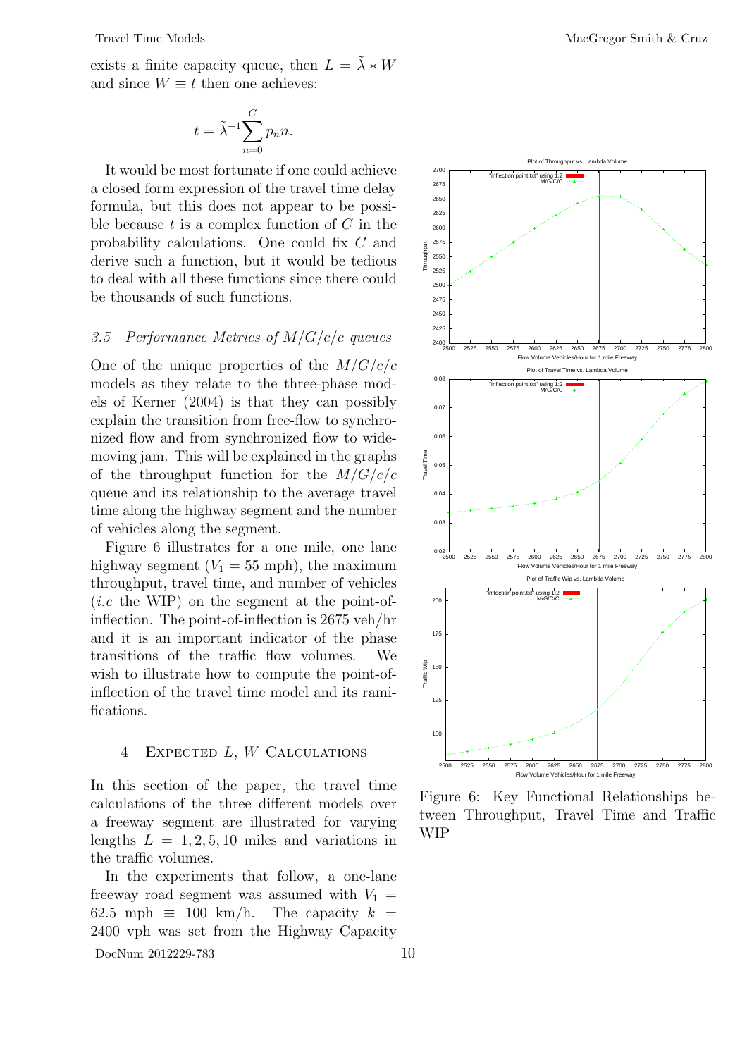exists a finite capacity queue, then $L = \tilde{\lambda} * W$ and since $W \equiv t$ then one achieves:

$$t = \tilde{\lambda}^{-1} \sum_{n=0}^{C} p_n n.$$

It would be most fortunate if one could achieve a closed form expression of the travel time delay formula, but this does not appear to be possible because $t$ is a complex function of $C$ in the probability calculations. One could fix $C$ and derive such a function, but it would be tedious to deal with all these functions since there could be thousands of such functions.

### 3.5 Performance Metrics of $M/G/c/c$ queues

One of the unique properties of the $M/G/c/c$ models as they relate to the three-phase models of Kerner (2004) is that they can possibly explain the transition from free-flow to synchronized flow and from synchronized flow to wide-moving jam. This will be explained in the graphs of the throughput function for the $M/G/c/c$ queue and its relationship to the average travel time along the highway segment and the number of vehicles along the segment.

Figure 6 illustrates for a one mile, one lane highway segment ($V_1 = 55$ mph), the maximum throughput, travel time, and number of vehicles (*i.e* the WIP) on the segment at the point-of-inflection. The point-of-inflection is 2675 veh/hr and it is an important indicator of the phase transitions of the traffic flow volumes. We wish to illustrate how to compute the point-of-inflection of the travel time model and its ramifications.

## 4 Expected $L$, $W$ Calculations

In this section of the paper, the travel time calculations of the three different models over a freeway segment are illustrated for varying lengths $L = 1, 2, 5, 10$ miles and variations in the traffic volumes.

In the experiments that follow, a one-lane freeway road segment was assumed with $V_1 = 62.5$ mph $\equiv 100$ km/h. The capacity $k = 2400$ vph was set from the Highway Capacity

Figure 6: Key Functional Relationships between Throughput, Travel Time and Traffic WIP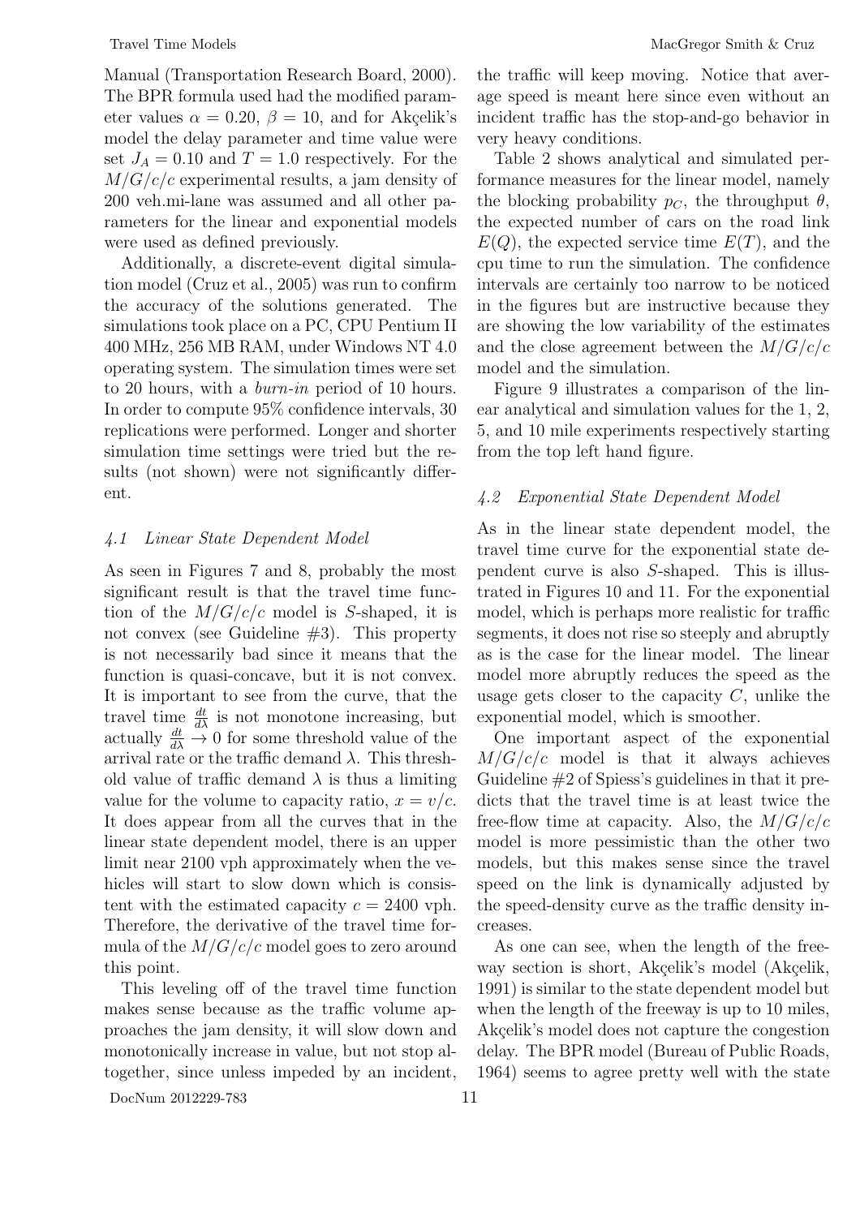Manual (Transportation Research Board, 2000). The BPR formula used had the modified parameter values $\alpha = 0.20$, $\beta = 10$, and for Akçelik's model the delay parameter and time value were set $J_A = 0.10$ and $T = 1.0$ respectively. For the $M/G/c/c$ experimental results, a jam density of 200 veh.mi-lane was assumed and all other parameters for the linear and exponential models were used as defined previously.

Additionally, a discrete-event digital simulation model (Cruz et al., 2005) was run to confirm the accuracy of the solutions generated. The simulations took place on a PC, CPU Pentium II 400 MHz, 256 MB RAM, under Windows NT 4.0 operating system. The simulation times were set to 20 hours, with a *burn-in* period of 10 hours. In order to compute 95% confidence intervals, 30 replications were performed. Longer and shorter simulation time settings were tried but the results (not shown) were not significantly different.

### 4.1 Linear State Dependent Model

As seen in Figures 7 and 8, probably the most significant result is that the travel time function of the $M/G/c/c$ model is $S$-shaped, it is not convex (see Guideline #3). This property is not necessarily bad since it means that the function is quasi-concave, but it is not convex. It is important to see from the curve, that the travel time $\frac{dt}{d\lambda}$ is not monotone increasing, but actually $\frac{dt}{d\lambda} \to 0$ for some threshold value of the arrival rate or the traffic demand $\lambda$. This threshold value of traffic demand $\lambda$ is thus a limiting value for the volume to capacity ratio, $x = v/c$. It does appear from all the curves that in the linear state dependent model, there is an upper limit near 2100 vph approximately when the vehicles will start to slow down which is consistent with the estimated capacity $c = 2400$ vph. Therefore, the derivative of the travel time formula of the $M/G/c/c$ model goes to zero around this point.

This leveling off of the travel time function makes sense because as the traffic volume approaches the jam density, it will slow down and monotonically increase in value, but not stop altogether, since unless impeded by an incident, the traffic will keep moving. Notice that average speed is meant here since even without an incident traffic has the stop-and-go behavior in very heavy conditions.

Table 2 shows analytical and simulated performance measures for the linear model, namely the blocking probability $p_C$, the throughput $\theta$, the expected number of cars on the road link $E(Q)$, the expected service time $E(T)$, and the cpu time to run the simulation. The confidence intervals are certainly too narrow to be noticed in the figures but are instructive because they are showing the low variability of the estimates and the close agreement between the $M/G/c/c$ model and the simulation.

Figure 9 illustrates a comparison of the linear analytical and simulation values for the 1, 2, 5, and 10 mile experiments respectively starting from the top left hand figure.

### 4.2 Exponential State Dependent Model

As in the linear state dependent model, the travel time curve for the exponential state dependent curve is also $S$-shaped. This is illustrated in Figures 10 and 11. For the exponential model, which is perhaps more realistic for traffic segments, it does not rise so steeply and abruptly as is the case for the linear model. The linear model more abruptly reduces the speed as the usage gets closer to the capacity $C$, unlike the exponential model, which is smoother.

One important aspect of the exponential $M/G/c/c$ model is that it always achieves Guideline #2 of Spiess's guidelines in that it predicts that the travel time is at least twice the free-flow time at capacity. Also, the $M/G/c/c$ model is more pessimistic than the other two models, but this makes sense since the travel speed on the link is dynamically adjusted by the speed-density curve as the traffic density increases.

As one can see, when the length of the freeway section is short, Akçelik's model (Akçelik, 1991) is similar to the state dependent model but when the length of the freeway is up to 10 miles, Akçelik's model does not capture the congestion delay. The BPR model (Bureau of Public Roads, 1964) seems to agree pretty well with the state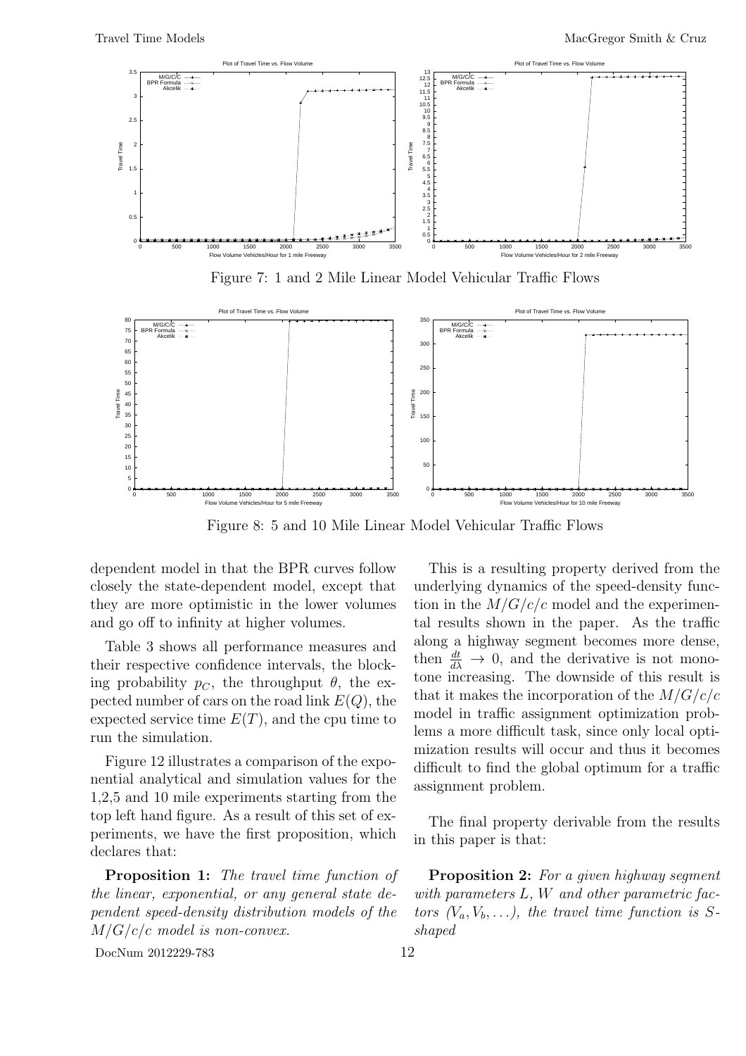Figure 7: 1 and 2 Mile Linear Model Vehicular Traffic Flows

Figure 8: 5 and 10 Mile Linear Model Vehicular Traffic Flows

dependent model in that the BPR curves follow closely the state-dependent model, except that they are more optimistic in the lower volumes and go off to infinity at higher volumes.

Table 3 shows all performance measures and their respective confidence intervals, the blocking probability $p_C$, the throughput $\theta$, the expected number of cars on the road link $E(Q)$, the expected service time $E(T)$, and the cpu time to run the simulation.

Figure 12 illustrates a comparison of the exponential analytical and simulation values for the 1,2,5 and 10 mile experiments starting from the top left hand figure. As a result of this set of experiments, we have the first proposition, which declares that:

**Proposition 1:** *The travel time function of the linear, exponential, or any general state dependent speed-density distribution models of the $M/G/c/c$ model is non-convex.*

This is a resulting property derived from the underlying dynamics of the speed-density function in the $M/G/c/c$ model and the experimental results shown in the paper. As the traffic along a highway segment becomes more dense, then $\frac{dt}{d\lambda} \rightarrow 0$, and the derivative is not monotone increasing. The downside of this result is that it makes the incorporation of the $M/G/c/c$ model in traffic assignment optimization problems a more difficult task, since only local optimization results will occur and thus it becomes difficult to find the global optimum for a traffic assignment problem.

The final property derivable from the results in this paper is that:

**Proposition 2:** *For a given highway segment with parameters $L, W$ and other parametric factors $(V_a, V_b, \ldots)$, the travel time function is S-shaped*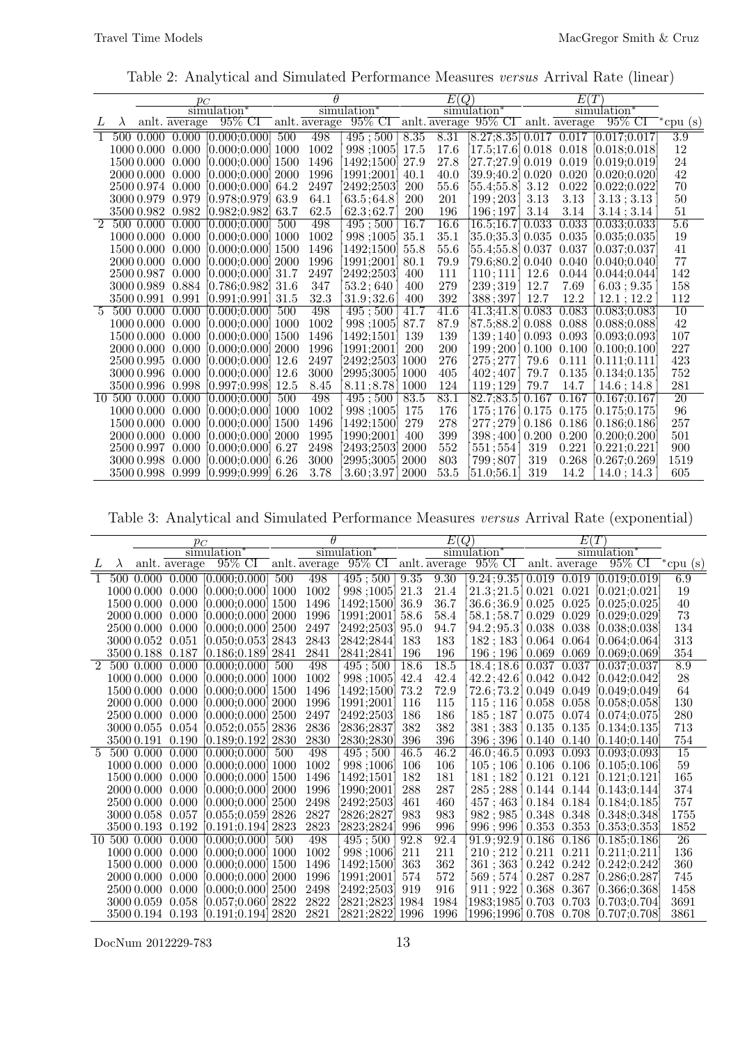Table 2: Analytical and Simulated Performance Measures *versus* Arrival Rate (linear)

| | | $p_C$ | | | $\theta$ | | | $E(Q)$ | | | $E(T)$ | | | |
|---|---|---|---|---|---|---|---|---|---|---|---|---|---|---|
| | | | simulation* | | | simulation* | | | simulation* | | | simulation* | | |
| $L$ | $\lambda$ | anlt. | average | 95% CI | anlt. | average | 95% CI | anlt. | average | 95% CI | anlt. | average | 95% CI | *cpu (s) |
| 1 | 500 | 0.000 | 0.000 | [0.000;0.000] | 500 | 498 | [495 ; 500] | 8.35 | 8.31 | [8.27;8.35] | 0.017 | 0.017 | [0.017;0.017] | 3.9 |
| | 1000 | 0.000 | 0.000 | [0.000;0.000] | 1000 | 1002 | [998 ;1005] | 17.5 | 17.6 | [17.5;17.6] | 0.018 | 0.018 | [0.018;0.018] | 12 |
| | 1500 | 0.000 | 0.000 | [0.000;0.000] | 1500 | 1496 | [1492;1500] | 27.9 | 27.8 | [27.7;27.9] | 0.019 | 0.019 | [0.019;0.019] | 24 |
| | 2000 | 0.000 | 0.000 | [0.000;0.000] | 2000 | 1996 | [1991;2001] | 40.1 | 40.0 | [39.9;40.2] | 0.020 | 0.020 | [0.020;0.020] | 42 |
| | 2500 | 0.974 | 0.000 | [0.000;0.000] | 64.2 | 2497 | [2492;2503] | 200 | 55.6 | [55.4;55.8] | 3.12 | 0.022 | [0.022;0.022] | 70 |
| | 3000 | 0.979 | 0.979 | [0.978;0.979] | 63.9 | 64.1 | [63.5 ; 64.8] | 200 | 201 | [199 ; 203] | 3.13 | 3.13 | [3.13 ; 3.13] | 50 |
| | 3500 | 0.982 | 0.982 | [0.982;0.982] | 63.7 | 62.5 | [62.3 ; 62.7] | 200 | 196 | [196 ; 197] | 3.14 | 3.14 | [3.14 ; 3.14] | 51 |
| 2 | 500 | 0.000 | 0.000 | [0.000;0.000] | 500 | 498 | [495 ; 500] | 16.7 | 16.6 | [16.5;16.7] | 0.033 | 0.033 | [0.033;0.033] | 5.6 |
| | 1000 | 0.000 | 0.000 | [0.000;0.000] | 1000 | 1002 | [998 ;1005] | 35.1 | 35.1 | [35.0;35.3] | 0.035 | 0.035 | [0.035;0.035] | 19 |
| | 1500 | 0.000 | 0.000 | [0.000;0.000] | 1500 | 1496 | [1492;1500] | 55.8 | 55.6 | [55.4;55.8] | 0.037 | 0.037 | [0.037;0.037] | 41 |
| | 2000 | 0.000 | 0.000 | [0.000;0.000] | 2000 | 1996 | [1991;2001] | 80.1 | 79.9 | [79.6;80.2] | 0.040 | 0.040 | [0.040;0.040] | 77 |
| | 2500 | 0.987 | 0.000 | [0.000;0.000] | 31.7 | 2497 | [2492;2503] | 400 | 111 | [110 ; 111] | 12.6 | 0.044 | [0.044;0.044] | 142 |
| | 3000 | 0.989 | 0.884 | [0.786;0.982] | 31.6 | 347 | [53.2 ; 640] | 400 | 279 | [239 ; 319] | 12.7 | 7.69 | [6.03 ; 9.35] | 158 |
| | 3500 | 0.991 | 0.991 | [0.991;0.991] | 31.5 | 32.3 | [31.9 ; 32.6] | 400 | 392 | [388 ; 397] | 12.7 | 12.2 | [12.1 ; 12.2] | 112 |
| 5 | 500 | 0.000 | 0.000 | [0.000;0.000] | 500 | 498 | [495 ; 500] | 41.7 | 41.6 | [41.3;41.8] | 0.083 | 0.083 | [0.083;0.083] | 10 |
| | 1000 | 0.000 | 0.000 | [0.000;0.000] | 1000 | 1002 | [998 ;1005] | 87.7 | 87.9 | [87.5;88.2] | 0.088 | 0.088 | [0.088;0.088] | 42 |
| | 1500 | 0.000 | 0.000 | [0.000;0.000] | 1500 | 1496 | [1492;1501] | 139 | 139 | [139 ; 140] | 0.093 | 0.093 | [0.093;0.093] | 107 |
| | 2000 | 0.000 | 0.000 | [0.000;0.000] | 2000 | 1996 | [1991;2001] | 200 | 200 | [199 ; 200] | 0.100 | 0.100 | [0.100;0.100] | 227 |
| | 2500 | 0.995 | 0.000 | [0.000;0.000] | 12.6 | 2497 | [2492;2503] | 1000 | 276 | [275 ; 277] | 79.6 | 0.111 | [0.111;0.111] | 423 |
| | 3000 | 0.996 | 0.000 | [0.000;0.000] | 12.6 | 3000 | [2995;3005] | 1000 | 405 | [402 ; 407] | 79.7 | 0.135 | [0.134;0.135] | 752 |
| | 3500 | 0.996 | 0.998 | [0.997;0.998] | 12.5 | 8.45 | [8.11 ; 8.78] | 1000 | 124 | [119 ; 129] | 79.7 | 14.7 | [14.6 ; 14.8] | 281 |
| 10 | 500 | 0.000 | 0.000 | [0.000;0.000] | 500 | 498 | [495 ; 500] | 83.5 | 83.1 | [82.7;83.5] | 0.167 | 0.167 | [0.167;0.167] | 20 |
| | 1000 | 0.000 | 0.000 | [0.000;0.000] | 1000 | 1002 | [998 ;1005] | 175 | 176 | [175 ; 176] | 0.175 | 0.175 | [0.175;0.175] | 96 |
| | 1500 | 0.000 | 0.000 | [0.000;0.000] | 1500 | 1496 | [1492;1500] | 279 | 278 | [277 ; 279] | 0.186 | 0.186 | [0.186;0.186] | 257 |
| | 2000 | 0.000 | 0.000 | [0.000;0.000] | 2000 | 1995 | [1990;2001] | 400 | 399 | [398 ; 400] | 0.200 | 0.200 | [0.200;0.200] | 501 |
| | 2500 | 0.997 | 0.000 | [0.000;0.000] | 6.27 | 2498 | [2493;2503] | 2000 | 552 | [551 ; 554] | 319 | 0.221 | [0.221;0.221] | 900 |
| | 3000 | 0.998 | 0.000 | [0.000;0.000] | 6.26 | 3000 | [2995;3005] | 2000 | 803 | [799 ; 807] | 319 | 0.268 | [0.267;0.269] | 1519 |
| | 3500 | 0.998 | 0.999 | [0.999;0.999] | 6.26 | 3.78 | [3.60 ; 3.97] | 2000 | 53.5 | [51.0;56.1] | 319 | 14.2 | [14.0 ; 14.3] | 605 |

Table 3: Analytical and Simulated Performance Measures *versus* Arrival Rate (exponential)

| | | $p_C$ | | | $\theta$ | | | $E(Q)$ | | | $E(T)$ | | | |
|---|---|---|---|---|---|---|---|---|---|---|---|---|---|---|
| | | | simulation* | | | simulation* | | | simulation* | | | simulation* | | |
| $L$ | $\lambda$ | anlt. | average | 95% CI | anlt. | average | 95% CI | anlt. | average | 95% CI | anlt. | average | 95% CI | *cpu (s) |
| 1 | 500 | 0.000 | 0.000 | [0.000;0.000] | 500 | 498 | [495 ; 500] | 9.35 | 9.30 | [9.24 ; 9.35] | 0.019 | 0.019 | [0.019;0.019] | 6.9 |
| | 1000 | 0.000 | 0.000 | [0.000;0.000] | 1000 | 1002 | [998 ;1005] | 21.3 | 21.4 | [21.3 ; 21.5] | 0.021 | 0.021 | [0.021;0.021] | 19 |
| | 1500 | 0.000 | 0.000 | [0.000;0.000] | 1500 | 1496 | [1492;1500] | 36.9 | 36.7 | [36.6 ; 36.9] | 0.025 | 0.025 | [0.025;0.025] | 40 |
| | 2000 | 0.000 | 0.000 | [0.000;0.000] | 2000 | 1996 | [1991;2001] | 58.6 | 58.4 | [58.1 ; 58.7] | 0.029 | 0.029 | [0.029;0.029] | 73 |
| | 2500 | 0.000 | 0.000 | [0.000;0.000] | 2500 | 2497 | [2492;2503] | 95.0 | 94.7 | [94.2 ; 95.3] | 0.038 | 0.038 | [0.038;0.038] | 134 |
| | 3000 | 0.052 | 0.051 | [0.050;0.053] | 2843 | 2843 | [2842;2844] | 183 | 183 | [182 ; 183] | 0.064 | 0.064 | [0.064;0.064] | 313 |
| | 3500 | 0.188 | 0.187 | [0.186;0.189] | 2841 | 2841 | [2841;2841] | 196 | 196 | [196 ; 196] | 0.069 | 0.069 | [0.069;0.069] | 354 |
| 2 | 500 | 0.000 | 0.000 | [0.000;0.000] | 500 | 498 | [495 ; 500] | 18.6 | 18.5 | [18.4 ; 18.6] | 0.037 | 0.037 | [0.037;0.037] | 8.9 |
| | 1000 | 0.000 | 0.000 | [0.000;0.000] | 1000 | 1002 | [998 ;1005] | 42.4 | 42.4 | [42.2 ; 42.6] | 0.042 | 0.042 | [0.042;0.042] | 28 |
| | 1500 | 0.000 | 0.000 | [0.000;0.000] | 1500 | 1496 | [1492;1500] | 73.2 | 72.9 | [72.6 ; 73.2] | 0.049 | 0.049 | [0.049;0.049] | 64 |
| | 2000 | 0.000 | 0.000 | [0.000;0.000] | 2000 | 1996 | [1991;2001] | 116 | 115 | [115 ; 116] | 0.058 | 0.058 | [0.058;0.058] | 130 |
| | 2500 | 0.000 | 0.000 | [0.000;0.000] | 2500 | 2497 | [2492;2503] | 186 | 186 | [185 ; 187] | 0.075 | 0.074 | [0.074;0.075] | 280 |
| | 3000 | 0.055 | 0.054 | [0.052;0.055] | 2836 | 2836 | [2836;2837] | 382 | 382 | [381 ; 383] | 0.135 | 0.135 | [0.134;0.135] | 713 |
| | 3500 | 0.191 | 0.190 | [0.189;0.192] | 2830 | 2830 | [2830;2830] | 396 | 396 | [396 ; 396] | 0.140 | 0.140 | [0.140;0.140] | 754 |
| 5 | 500 | 0.000 | 0.000 | [0.000;0.000] | 500 | 498 | [495 ; 500] | 46.5 | 46.2 | [46.0 ; 46.5] | 0.093 | 0.093 | [0.093;0.093] | 15 |
| | 1000 | 0.000 | 0.000 | [0.000;0.000] | 1000 | 1002 | [998 ;1006] | 106 | 106 | [105 ; 106] | 0.106 | 0.106 | [0.105;0.106] | 59 |
| | 1500 | 0.000 | 0.000 | [0.000;0.000] | 1500 | 1496 | [1492;1501] | 182 | 181 | [181 ; 182] | 0.121 | 0.121 | [0.121;0.121] | 165 |
| | 2000 | 0.000 | 0.000 | [0.000;0.000] | 2000 | 1996 | [1990;2001] | 288 | 287 | [285 ; 288] | 0.144 | 0.144 | [0.143;0.144] | 374 |
| | 2500 | 0.000 | 0.000 | [0.000;0.000] | 2500 | 2498 | [2492;2503] | 461 | 460 | [457 ; 463] | 0.184 | 0.184 | [0.184;0.185] | 757 |
| | 3000 | 0.058 | 0.057 | [0.055;0.059] | 2826 | 2827 | [2826;2827] | 983 | 983 | [982 ; 985] | 0.348 | 0.348 | [0.348;0.348] | 1755 |
| | 3500 | 0.193 | 0.192 | [0.191;0.194] | 2823 | 2823 | [2823;2824] | 996 | 996 | [996 ; 996] | 0.353 | 0.353 | [0.353;0.353] | 1852 |
| 10 | 500 | 0.000 | 0.000 | [0.000;0.000] | 500 | 498 | [495 ; 500] | 92.8 | 92.4 | [91.9 ; 92.9] | 0.186 | 0.186 | [0.185;0.186] | 26 |
| | 1000 | 0.000 | 0.000 | [0.000;0.000] | 1000 | 1002 | [998 ;1006] | 211 | 211 | [210 ; 212] | 0.211 | 0.211 | [0.211;0.211] | 136 |
| | 1500 | 0.000 | 0.000 | [0.000;0.000] | 1500 | 1496 | [1492;1500] | 363 | 362 | [361 ; 363] | 0.242 | 0.242 | [0.242;0.242] | 360 |
| | 2000 | 0.000 | 0.000 | [0.000;0.000] | 2000 | 1996 | [1991;2001] | 574 | 572 | [569 ; 574] | 0.287 | 0.287 | [0.286;0.287] | 745 |
| | 2500 | 0.000 | 0.000 | [0.000;0.000] | 2500 | 2498 | [2492;2503] | 919 | 916 | [911 ; 922] | 0.368 | 0.367 | [0.366;0.368] | 1458 |
| | 3000 | 0.059 | 0.058 | [0.057;0.060] | 2822 | 2822 | [2821;2823] | 1984 | 1984 | [1983;1985] | 0.703 | 0.703 | [0.703;0.704] | 3691 |
| | 3500 | 0.194 | 0.193 | [0.191;0.194] | 2820 | 2821 | [2821;2822] | 1996 | 1996 | [1996;1996] | 0.708 | 0.708 | [0.707;0.708] | 3861 |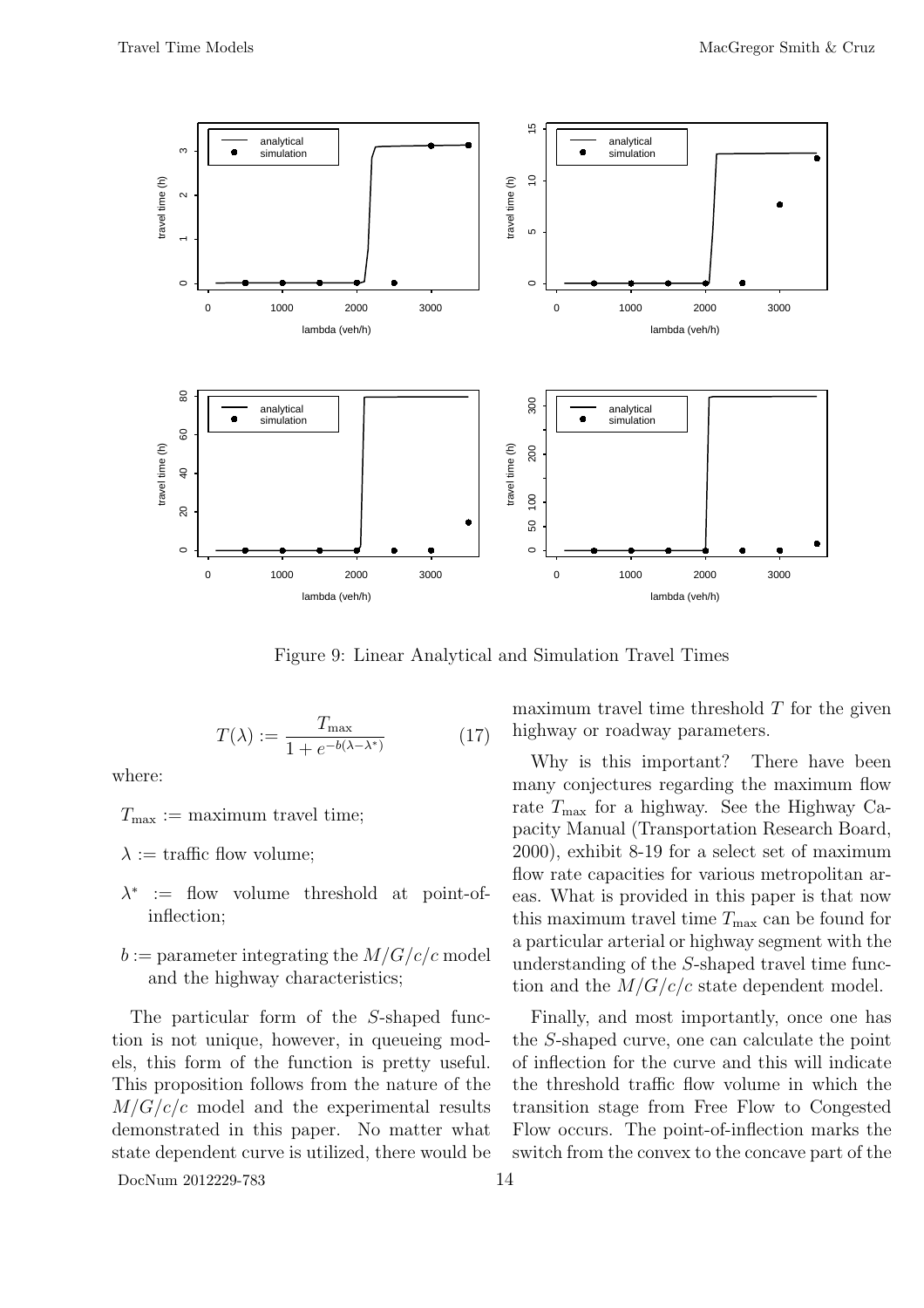Figure 9: Linear Analytical and Simulation Travel Times

$$T(\lambda) := \frac{T_{\max}}{1 + e^{-b(\lambda - \lambda^*)}} \tag{17}$$

where:

$T_{\max} :=$ maximum travel time;

$\lambda :=$ traffic flow volume;

$\lambda^* :=$ flow volume threshold at point-of-inflection;

$b :=$ parameter integrating the $M/G/c/c$ model and the highway characteristics;

The particular form of the $S$-shaped function is not unique, however, in queueing models, this form of the function is pretty useful. This proposition follows from the nature of the $M/G/c/c$ model and the experimental results demonstrated in this paper. No matter what state dependent curve is utilized, there would be maximum travel time threshold $T$ for the given highway or roadway parameters.

Why is this important? There have been many conjectures regarding the maximum flow rate $T_{\max}$ for a highway. See the Highway Capacity Manual (Transportation Research Board, 2000), exhibit 8-19 for a select set of maximum flow rate capacities for various metropolitan areas. What is provided in this paper is that now this maximum travel time $T_{\max}$ can be found for a particular arterial or highway segment with the understanding of the $S$-shaped travel time function and the $M/G/c/c$ state dependent model.

Finally, and most importantly, once one has the $S$-shaped curve, one can calculate the point of inflection for the curve and this will indicate the threshold traffic flow volume in which the transition stage from Free Flow to Congested Flow occurs. The point-of-inflection marks the switch from the convex to the concave part of the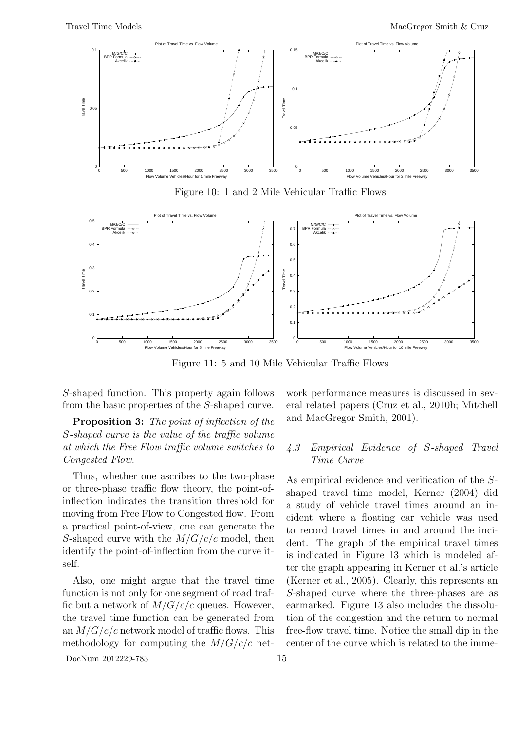Figure 10: 1 and 2 Mile Vehicular Traffic Flows

Figure 11: 5 and 10 Mile Vehicular Traffic Flows

$S$-shaped function. This property again follows from the basic properties of the $S$-shaped curve.

**Proposition 3:** *The point of inflection of the $S$-shaped curve is the value of the traffic volume at which the Free Flow traffic volume switches to Congested Flow.*

Thus, whether one ascribes to the two-phase or three-phase traffic flow theory, the point-of-inflection indicates the transition threshold for moving from Free Flow to Congested flow. From a practical point-of-view, one can generate the $S$-shaped curve with the $M/G/c/c$ model, then identify the point-of-inflection from the curve itself.

Also, one might argue that the travel time function is not only for one segment of road traffic but a network of $M/G/c/c$ queues. However, the travel time function can be generated from an $M/G/c/c$ network model of traffic flows. This methodology for computing the $M/G/c/c$ network performance measures is discussed in several related papers (Cruz et al., 2010b; Mitchell and MacGregor Smith, 2001).

### *4.3 Empirical Evidence of S-shaped Travel Time Curve*

As empirical evidence and verification of the $S$-shaped travel time model, Kerner (2004) did a study of vehicle travel times around an incident where a floating car vehicle was used to record travel times in and around the incident. The graph of the empirical travel times is indicated in Figure 13 which is modeled after the graph appearing in Kerner et al.'s article (Kerner et al., 2005). Clearly, this represents an $S$-shaped curve where the three-phases are as earmarked. Figure 13 also includes the dissolution of the congestion and the return to normal free-flow travel time. Notice the small dip in the center of the curve which is related to the imme-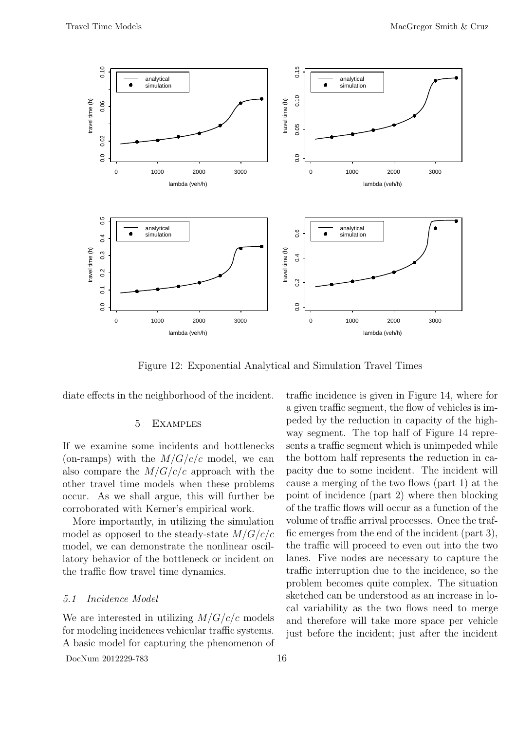Figure 12: Exponential Analytical and Simulation Travel Times

diate effects in the neighborhood of the incident.

## 5 Examples

If we examine some incidents and bottlenecks (on-ramps) with the $M/G/c/c$ model, we can also compare the $M/G/c/c$ approach with the other travel time models when these problems occur. As we shall argue, this will further be corroborated with Kerner's empirical work.

More importantly, in utilizing the simulation model as opposed to the steady-state $M/G/c/c$ model, we can demonstrate the nonlinear oscillatory behavior of the bottleneck or incident on the traffic flow travel time dynamics.

### *5.1 Incidence Model*

We are interested in utilizing $M/G/c/c$ models for modeling incidences vehicular traffic systems. A basic model for capturing the phenomenon of traffic incidence is given in Figure 14, where for a given traffic segment, the flow of vehicles is impeded by the reduction in capacity of the highway segment. The top half of Figure 14 represents a traffic segment which is unimpeded while the bottom half represents the reduction in capacity due to some incident. The incident will cause a merging of the two flows (part 1) at the point of incidence (part 2) where then blocking of the traffic flows will occur as a function of the volume of traffic arrival processes. Once the traffic emerges from the end of the incident (part 3), the traffic will proceed to even out into the two lanes. Five nodes are necessary to capture the traffic interruption due to the incidence, so the problem becomes quite complex. The situation sketched can be understood as an increase in local variability as the two flows need to merge and therefore will take more space per vehicle just before the incident; just after the incident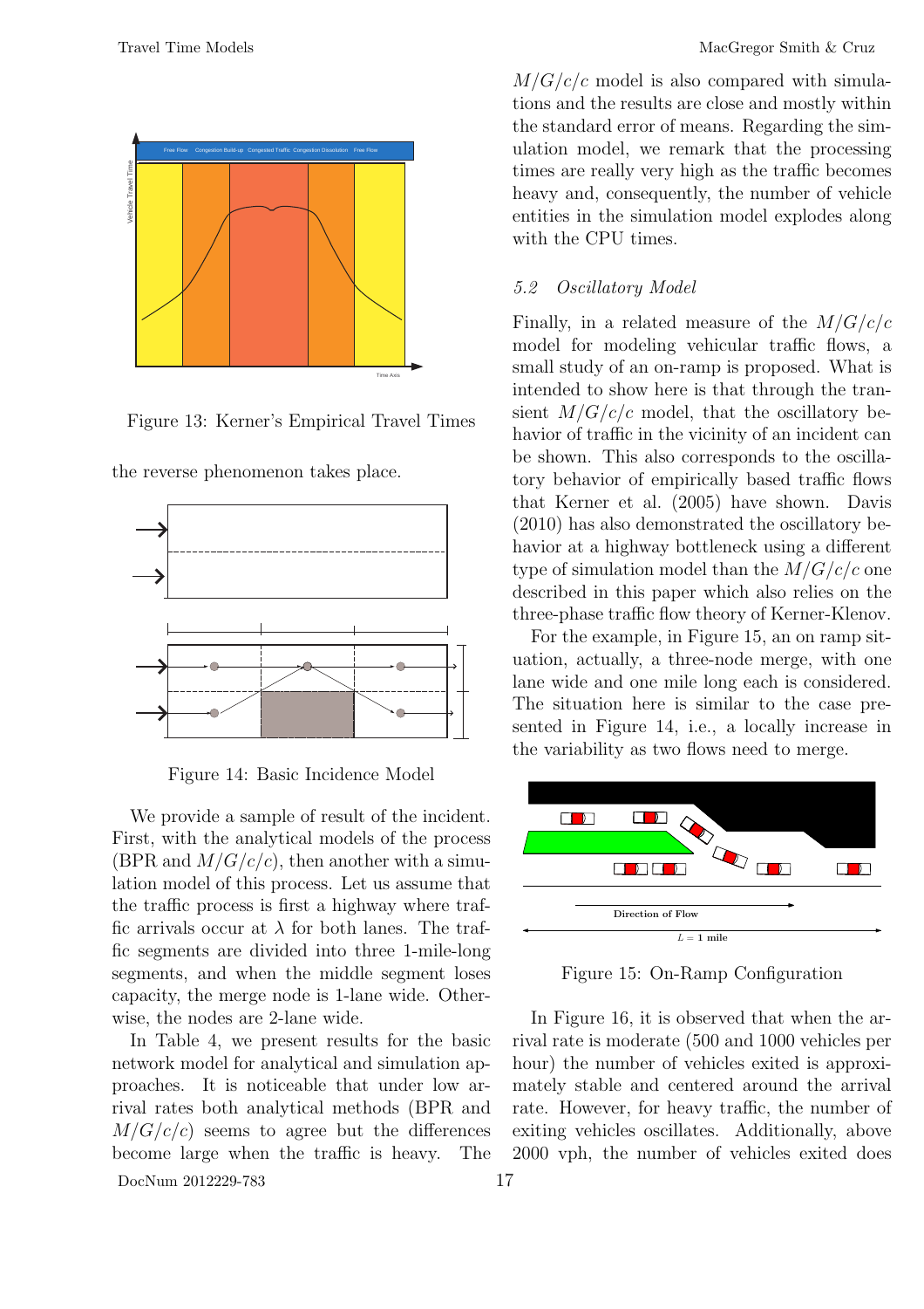Figure 13: Kerner's Empirical Travel Times

the reverse phenomenon takes place.

Figure 14: Basic Incidence Model

We provide a sample of result of the incident. First, with the analytical models of the process (BPR and $M/G/c/c$), then another with a simulation model of this process. Let us assume that the traffic process is first a highway where traffic arrivals occur at $\lambda$ for both lanes. The traffic segments are divided into three 1-mile-long segments, and when the middle segment loses capacity, the merge node is 1-lane wide. Otherwise, the nodes are 2-lane wide.

In Table 4, we present results for the basic network model for analytical and simulation approaches. It is noticeable that under low arrival rates both analytical methods (BPR and $M/G/c/c$) seems to agree but the differences become large when the traffic is heavy. The $M/G/c/c$ model is also compared with simulations and the results are close and mostly within the standard error of means. Regarding the simulation model, we remark that the processing times are really very high as the traffic becomes heavy and, consequently, the number of vehicle entities in the simulation model explodes along with the CPU times.

### 5.2 *Oscillatory Model*

Finally, in a related measure of the $M/G/c/c$ model for modeling vehicular traffic flows, a small study of an on-ramp is proposed. What is intended to show here is that through the transient $M/G/c/c$ model, that the oscillatory behavior of traffic in the vicinity of an incident can be shown. This also corresponds to the oscillatory behavior of empirically based traffic flows that Kerner et al. (2005) have shown. Davis (2010) has also demonstrated the oscillatory behavior at a highway bottleneck using a different type of simulation model than the $M/G/c/c$ one described in this paper which also relies on the three-phase traffic flow theory of Kerner-Klenov.

For the example, in Figure 15, an on ramp situation, actually, a three-node merge, with one lane wide and one mile long each is considered. The situation here is similar to the case presented in Figure 14, i.e., a locally increase in the variability as two flows need to merge.

Figure 15: On-Ramp Configuration

In Figure 16, it is observed that when the arrival rate is moderate (500 and 1000 vehicles per hour) the number of vehicles exited is approximately stable and centered around the arrival rate. However, for heavy traffic, the number of exiting vehicles oscillates. Additionally, above 2000 vph, the number of vehicles exited does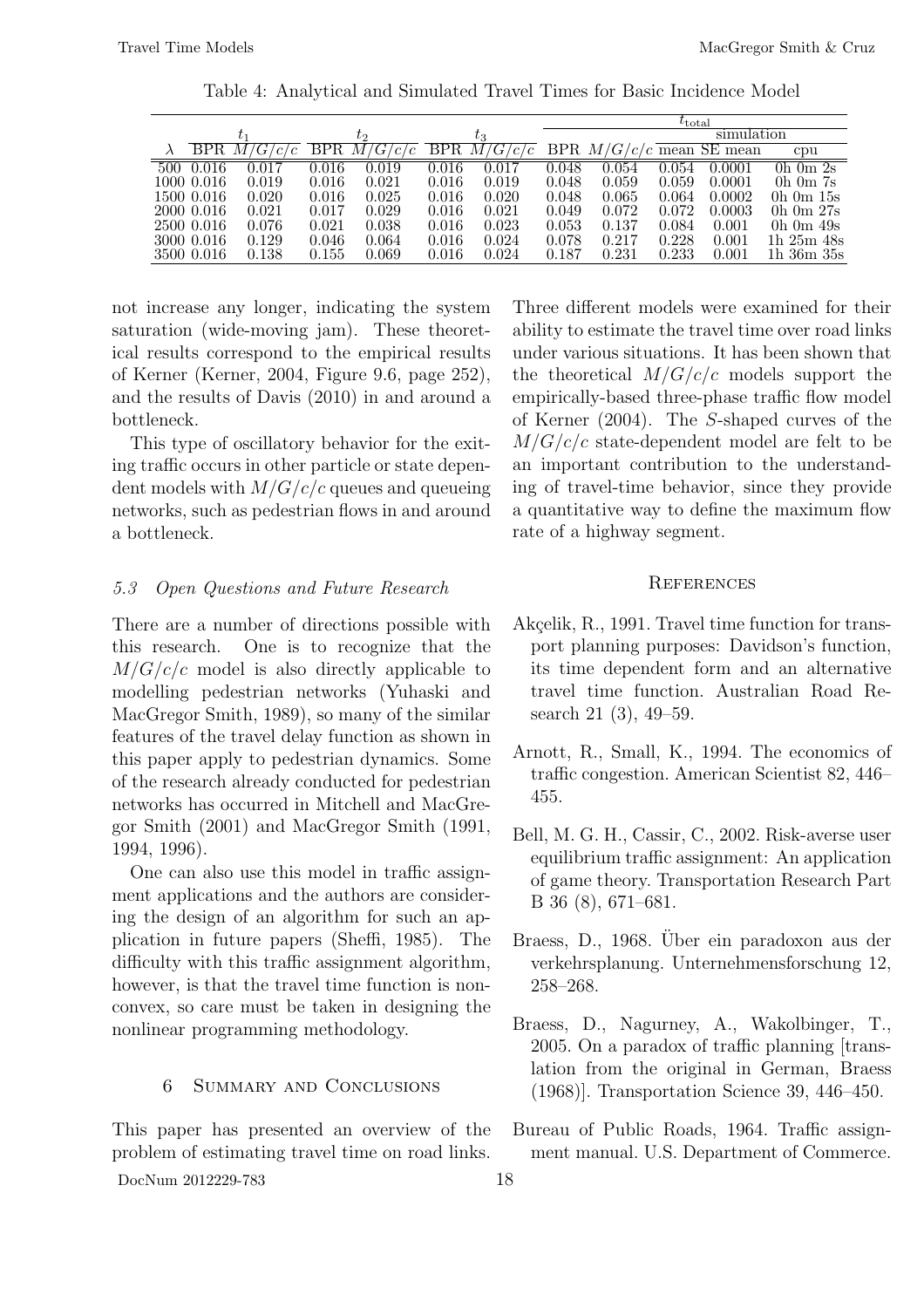Table 4: Analytical and Simulated Travel Times for Basic Incidence Model

| | $t_1$ | | $t_2$ | | $t_3$ | | $t_{\text{total}}$ | | | | |
|---|---|---|---|---|---|---|---|---|---|---|---|
| | | | | | | | | | simulation | | |
| $\lambda$ | BPR | $M/G/c/c$ | BPR | $M/G/c/c$ | BPR | $M/G/c/c$ | BPR | $M/G/c/c$ | mean | SE mean | cpu |
| 500 | 0.016 | 0.017 | 0.016 | 0.019 | 0.016 | 0.017 | 0.048 | 0.054 | 0.054 | 0.0001 | 0h 0m 2s |
| 1000 | 0.016 | 0.019 | 0.016 | 0.021 | 0.016 | 0.019 | 0.048 | 0.059 | 0.059 | 0.0001 | 0h 0m 7s |
| 1500 | 0.016 | 0.020 | 0.016 | 0.025 | 0.016 | 0.020 | 0.048 | 0.065 | 0.064 | 0.0002 | 0h 0m 15s |
| 2000 | 0.016 | 0.021 | 0.017 | 0.029 | 0.016 | 0.021 | 0.049 | 0.072 | 0.072 | 0.0003 | 0h 0m 27s |
| 2500 | 0.016 | 0.076 | 0.021 | 0.038 | 0.016 | 0.023 | 0.053 | 0.137 | 0.084 | 0.001 | 0h 0m 49s |
| 3000 | 0.016 | 0.129 | 0.046 | 0.064 | 0.016 | 0.024 | 0.078 | 0.217 | 0.228 | 0.001 | 1h 25m 48s |
| 3500 | 0.016 | 0.138 | 0.155 | 0.069 | 0.016 | 0.024 | 0.187 | 0.231 | 0.233 | 0.001 | 1h 36m 35s |

not increase any longer, indicating the system saturation (wide-moving jam). These theoretical results correspond to the empirical results of Kerner (Kerner, 2004, Figure 9.6, page 252), and the results of Davis (2010) in and around a bottleneck.

This type of oscillatory behavior for the exiting traffic occurs in other particle or state dependent models with $M/G/c/c$ queues and queueing networks, such as pedestrian flows in and around a bottleneck.

### 5.3 Open Questions and Future Research

There are a number of directions possible with this research. One is to recognize that the $M/G/c/c$ model is also directly applicable to modelling pedestrian networks (Yuhaski and MacGregor Smith, 1989), so many of the similar features of the travel delay function as shown in this paper apply to pedestrian dynamics. Some of the research already conducted for pedestrian networks has occurred in Mitchell and MacGregor Smith (2001) and MacGregor Smith (1991, 1994, 1996).

One can also use this model in traffic assignment applications and the authors are considering the design of an algorithm for such an application in future papers (Sheffi, 1985). The difficulty with this traffic assignment algorithm, however, is that the travel time function is nonconvex, so care must be taken in designing the nonlinear programming methodology.

## 6 Summary and Conclusions

This paper has presented an overview of the problem of estimating travel time on road links. Three different models were examined for their ability to estimate the travel time over road links under various situations. It has been shown that the theoretical $M/G/c/c$ models support the empirically-based three-phase traffic flow model of Kerner (2004). The *S*-shaped curves of the $M/G/c/c$ state-dependent model are felt to be an important contribution to the understanding of travel-time behavior, since they provide a quantitative way to define the maximum flow rate of a highway segment.

## References

Akçelik, R., 1991. Travel time function for transport planning purposes: Davidson's function, its time dependent form and an alternative travel time function. Australian Road Research 21 (3), 49–59.

Arnott, R., Small, K., 1994. The economics of traffic congestion. American Scientist 82, 446–455.

Bell, M. G. H., Cassir, C., 2002. Risk-averse user equilibrium traffic assignment: An application of game theory. Transportation Research Part B 36 (8), 671–681.

Braess, D., 1968. Über ein paradoxon aus der verkehrsplanung. Unternehmensforschung 12, 258–268.

Braess, D., Nagurney, A., Wakolbinger, T., 2005. On a paradox of traffic planning [translation from the original in German, Braess (1968)]. Transportation Science 39, 446–450.

Bureau of Public Roads, 1964. Traffic assignment manual. U.S. Department of Commerce.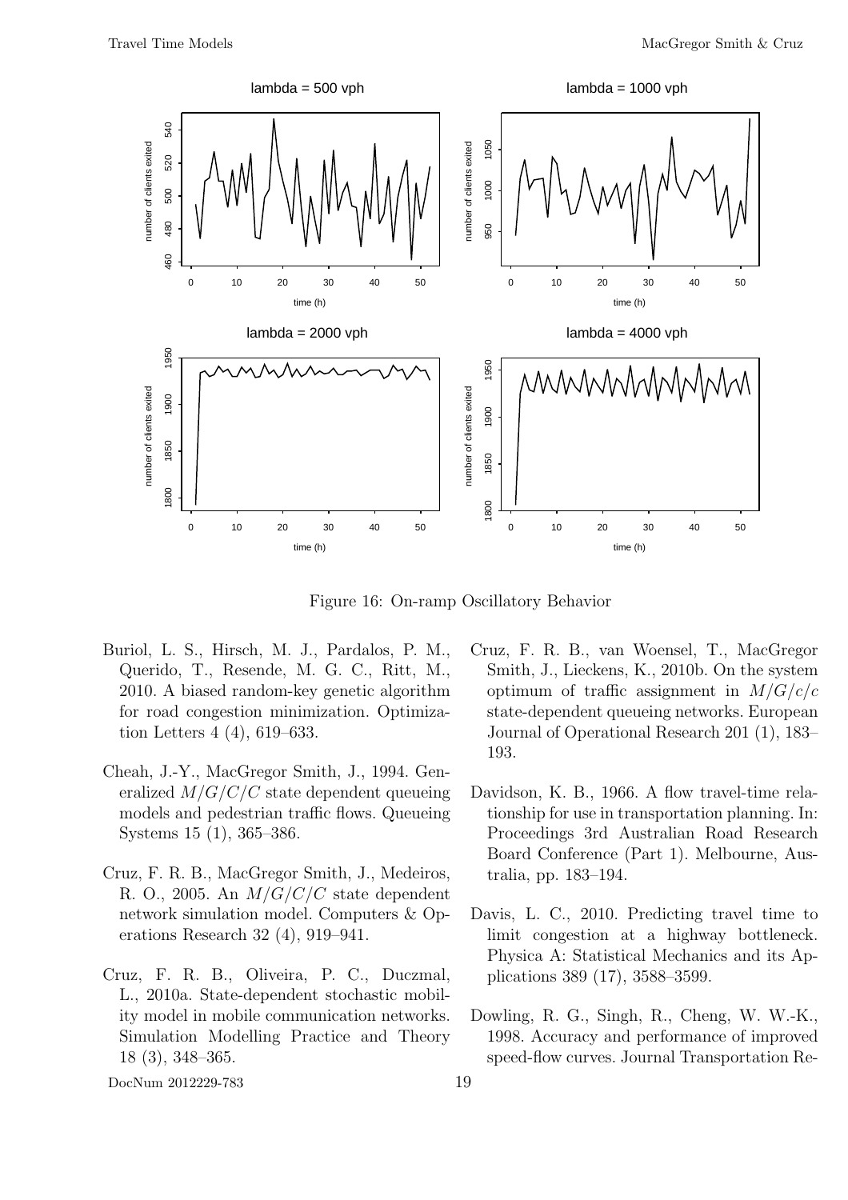Figure 16: On-ramp Oscillatory Behavior

Buriol, L. S., Hirsch, M. J., Pardalos, P. M., Querido, T., Resende, M. G. C., Ritt, M., 2010. A biased random-key genetic algorithm for road congestion minimization. Optimization Letters 4 (4), 619–633.

Cheah, J.-Y., MacGregor Smith, J., 1994. Generalized $M/G/C/C$ state dependent queueing models and pedestrian traffic flows. Queueing Systems 15 (1), 365–386.

Cruz, F. R. B., MacGregor Smith, J., Medeiros, R. O., 2005. An $M/G/C/C$ state dependent network simulation model. Computers & Operations Research 32 (4), 919–941.

Cruz, F. R. B., Oliveira, P. C., Duczmal, L., 2010a. State-dependent stochastic mobility model in mobile communication networks. Simulation Modelling Practice and Theory 18 (3), 348–365.

Cruz, F. R. B., van Woensel, T., MacGregor Smith, J., Lieckens, K., 2010b. On the system optimum of traffic assignment in $M/G/c/c$ state-dependent queueing networks. European Journal of Operational Research 201 (1), 183–193.

Davidson, K. B., 1966. A flow travel-time relationship for use in transportation planning. In: Proceedings 3rd Australian Road Research Board Conference (Part 1). Melbourne, Australia, pp. 183–194.

Davis, L. C., 2010. Predicting travel time to limit congestion at a highway bottleneck. Physica A: Statistical Mechanics and its Applications 389 (17), 3588–3599.

Dowling, R. G., Singh, R., Cheng, W. W.-K., 1998. Accuracy and performance of improved speed-flow curves. Journal Transportation Re-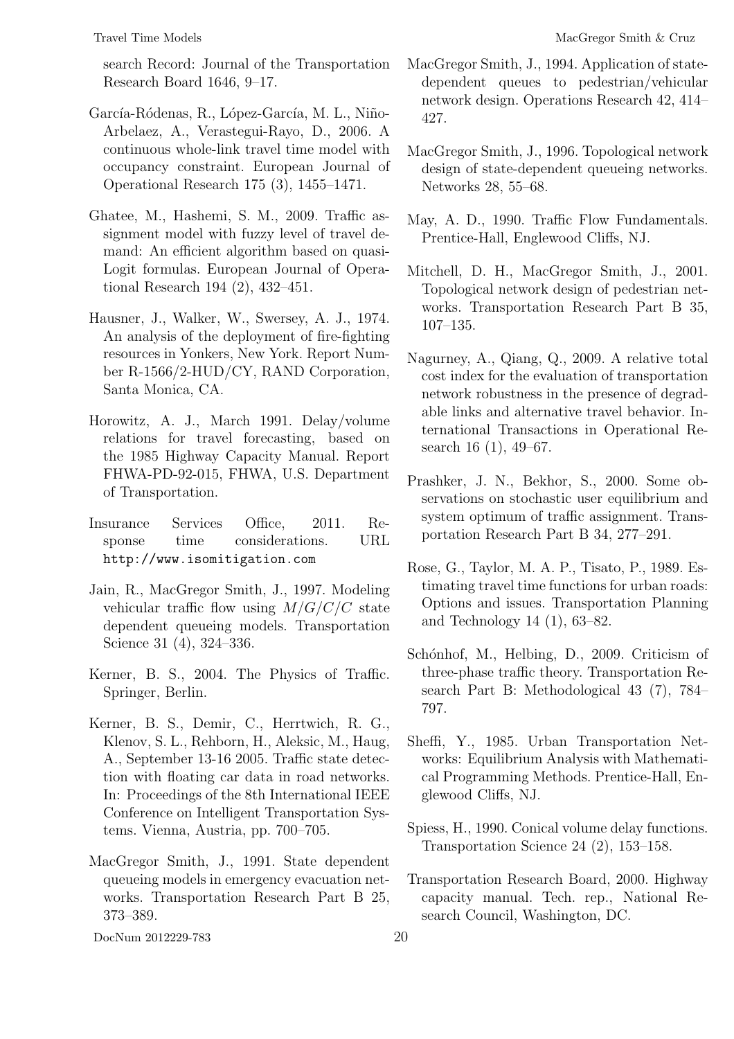search Record: Journal of the Transportation Research Board 1646, 9–17.

García-Ródenas, R., López-García, M. L., Niño-Arbelaez, A., Verastegui-Rayo, D., 2006. A continuous whole-link travel time model with occupancy constraint. European Journal of Operational Research 175 (3), 1455–1471.

Ghatee, M., Hashemi, S. M., 2009. Traffic assignment model with fuzzy level of travel demand: An efficient algorithm based on quasi-Logit formulas. European Journal of Operational Research 194 (2), 432–451.

Hausner, J., Walker, W., Swersey, A. J., 1974. An analysis of the deployment of fire-fighting resources in Yonkers, New York. Report Number R-1566/2-HUD/CY, RAND Corporation, Santa Monica, CA.

Horowitz, A. J., March 1991. Delay/volume relations for travel forecasting, based on the 1985 Highway Capacity Manual. Report FHWA-PD-92-015, FHWA, U.S. Department of Transportation.

Insurance Services Office, 2011. Response time considerations. URL http://www.isomitigation.com

Jain, R., MacGregor Smith, J., 1997. Modeling vehicular traffic flow using $M/G/C/C$ state dependent queueing models. Transportation Science 31 (4), 324–336.

Kerner, B. S., 2004. The Physics of Traffic. Springer, Berlin.

Kerner, B. S., Demir, C., Herrtwich, R. G., Klenov, S. L., Rehborn, H., Aleksic, M., Haug, A., September 13-16 2005. Traffic state detection with floating car data in road networks. In: Proceedings of the 8th International IEEE Conference on Intelligent Transportation Systems. Vienna, Austria, pp. 700–705.

MacGregor Smith, J., 1991. State dependent queueing models in emergency evacuation networks. Transportation Research Part B 25, 373–389.

MacGregor Smith, J., 1994. Application of state-dependent queues to pedestrian/vehicular network design. Operations Research 42, 414–427.

MacGregor Smith, J., 1996. Topological network design of state-dependent queueing networks. Networks 28, 55–68.

May, A. D., 1990. Traffic Flow Fundamentals. Prentice-Hall, Englewood Cliffs, NJ.

Mitchell, D. H., MacGregor Smith, J., 2001. Topological network design of pedestrian networks. Transportation Research Part B 35, 107–135.

Nagurney, A., Qiang, Q., 2009. A relative total cost index for the evaluation of transportation network robustness in the presence of degradable links and alternative travel behavior. International Transactions in Operational Research 16 (1), 49–67.

Prashker, J. N., Bekhor, S., 2000. Some observations on stochastic user equilibrium and system optimum of traffic assignment. Transportation Research Part B 34, 277–291.

Rose, G., Taylor, M. A. P., Tisato, P., 1989. Estimating travel time functions for urban roads: Options and issues. Transportation Planning and Technology 14 (1), 63–82.

Schónhof, M., Helbing, D., 2009. Criticism of three-phase traffic theory. Transportation Research Part B: Methodological 43 (7), 784–797.

Sheffi, Y., 1985. Urban Transportation Networks: Equilibrium Analysis with Mathematical Programming Methods. Prentice-Hall, Englewood Cliffs, NJ.

Spiess, H., 1990. Conical volume delay functions. Transportation Science 24 (2), 153–158.

Transportation Research Board, 2000. Highway capacity manual. Tech. rep., National Research Council, Washington, DC.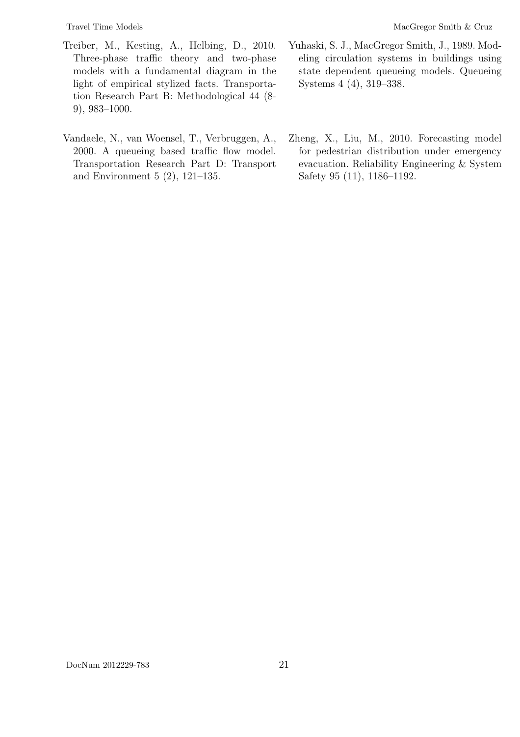Treiber, M., Kesting, A., Helbing, D., 2010. Three-phase traffic theory and two-phase models with a fundamental diagram in the light of empirical stylized facts. Transportation Research Part B: Methodological 44 (8-9), 983–1000.

Vandaele, N., van Woensel, T., Verbruggen, A., 2000. A queueing based traffic flow model. Transportation Research Part D: Transport and Environment 5 (2), 121–135.

Yuhaski, S. J., MacGregor Smith, J., 1989. Modeling circulation systems in buildings using state dependent queueing models. Queueing Systems 4 (4), 319–338.

Zheng, X., Liu, M., 2010. Forecasting model for pedestrian distribution under emergency evacuation. Reliability Engineering & System Safety 95 (11), 1186–1192.